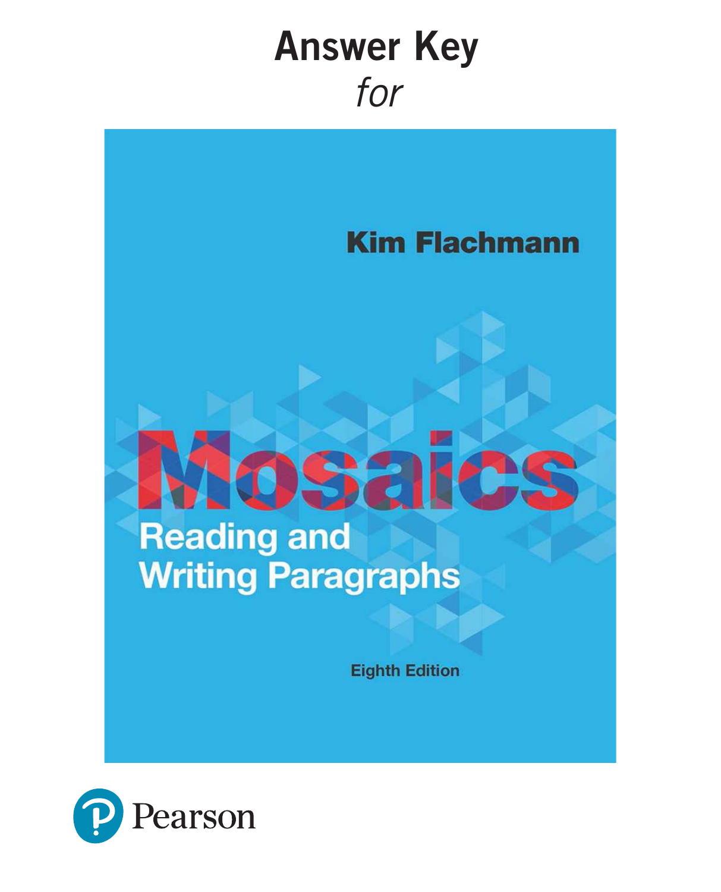# Answer Key

*for*

**Kim Flachmann**

# Mosaics

## Reading and Writing Paragraphs

Eighth Edition

Pearson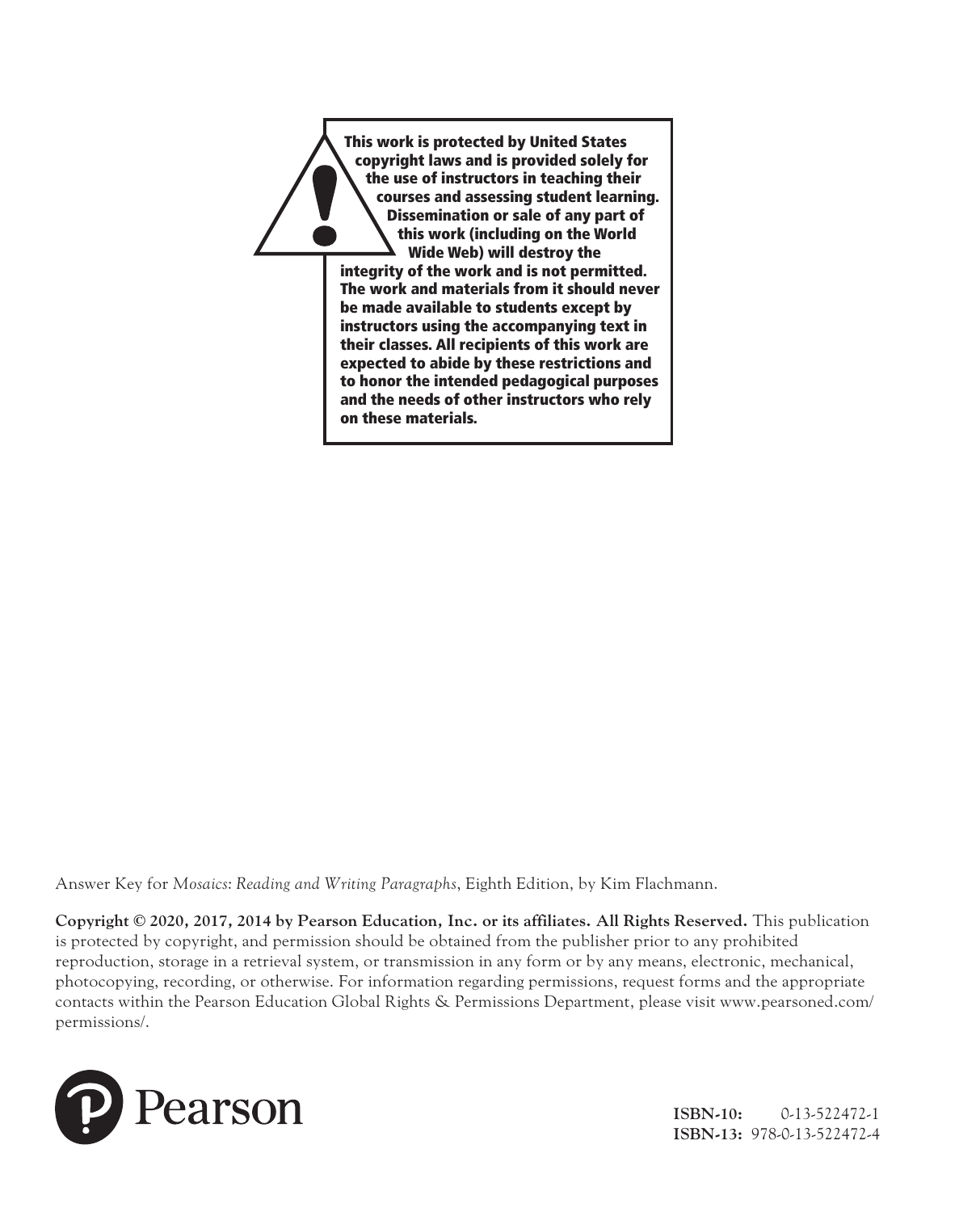**This work is protected by United States copyright laws and is provided solely for the use of instructors in teaching their courses and assessing student learning. Dissemination or sale of any part of this work (including on the World Wide Web) will destroy the integrity of the work and is not permitted. The work and materials from it should never be made available to students except by instructors using the accompanying text in their classes. All recipients of this work are expected to abide by these restrictions and to honor the intended pedagogical purposes and the needs of other instructors who rely on these materials.**

Answer Key for *Mosaics: Reading and Writing Paragraphs*, Eighth Edition, by Kim Flachmann.

**Copyright © 2020, 2017, 2014 by Pearson Education, Inc. or its affiliates. All Rights Reserved.** This publication is protected by copyright, and permission should be obtained from the publisher prior to any prohibited reproduction, storage in a retrieval system, or transmission in any form or by any means, electronic, mechanical, photocopying, recording, or otherwise. For information regarding permissions, request forms and the appropriate contacts within the Pearson Education Global Rights & Permissions Department, please visit www.pearsoned.com/permissions/.

Pearson

**ISBN-10:** 0-13-522472-1
**ISBN-13:** 978-0-13-522472-4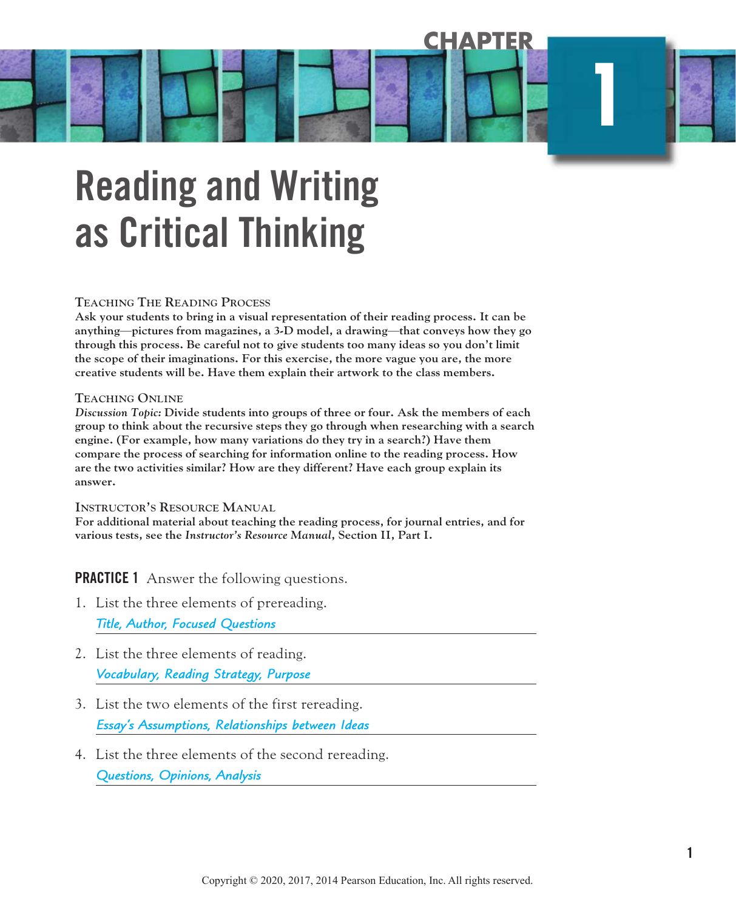# CHAPTER 1

# Reading and Writing as Critical Thinking

**TEACHING THE READING PROCESS**
**Ask your students to bring in a visual representation of their reading process. It can be anything—pictures from magazines, a 3-D model, a drawing—that conveys how they go through this process. Be careful not to give students too many ideas so you don't limit the scope of their imaginations. For this exercise, the more vague you are, the more creative students will be. Have them explain their artwork to the class members.**

**TEACHING ONLINE**
***Discussion Topic:*** **Divide students into groups of three or four. Ask the members of each group to think about the recursive steps they go through when researching with a search engine. (For example, how many variations do they try in a search?) Have them compare the process of searching for information online to the reading process. How are the two activities similar? How are they different? Have each group explain its answer.**

**INSTRUCTOR'S RESOURCE MANUAL**
**For additional material about teaching the reading process, for journal entries, and for various tests, see the *Instructor's Resource Manual*, Section II, Part I.**

**PRACTICE 1** Answer the following questions.

1. List the three elements of prereading.
   *Title, Author, Focused Questions*

2. List the three elements of reading.
   *Vocabulary, Reading Strategy, Purpose*

3. List the two elements of the first rereading.
   *Essay's Assumptions, Relationships between Ideas*

4. List the three elements of the second rereading.
   *Questions, Opinions, Analysis*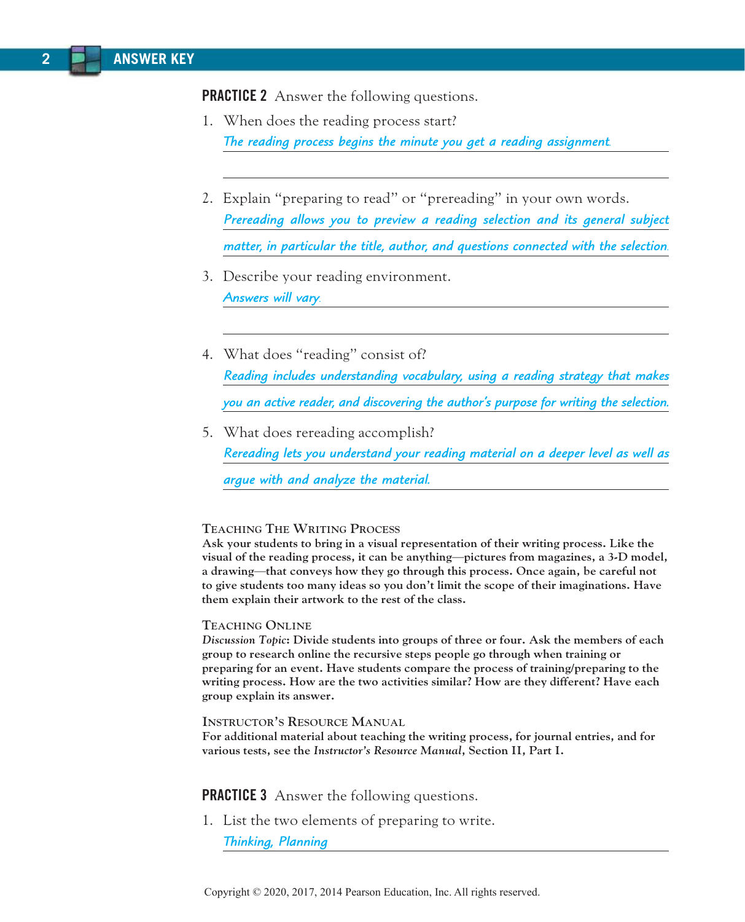**PRACTICE 2** Answer the following questions.

1. When does the reading process start?

   *The reading process begins the minute you get a reading assignment.*

2. Explain "preparing to read" or "prereading" in your own words.

   *Prereading allows you to preview a reading selection and its general subject matter, in particular the title, author, and questions connected with the selection.*

3. Describe your reading environment.

   *Answers will vary.*

4. What does "reading" consist of?

   *Reading includes understanding vocabulary, using a reading strategy that makes you an active reader, and discovering the author's purpose for writing the selection.*

5. What does rereading accomplish?

   *Rereading lets you understand your reading material on a deeper level as well as argue with and analyze the material.*

**TEACHING THE WRITING PROCESS**

**Ask your students to bring in a visual representation of their writing process. Like the visual of the reading process, it can be anything—pictures from magazines, a 3-D model, a drawing—that conveys how they go through this process. Once again, be careful not to give students too many ideas so you don't limit the scope of their imaginations. Have them explain their artwork to the rest of the class.**

**TEACHING ONLINE**

***Discussion Topic*: Divide students into groups of three or four. Ask the members of each group to research online the recursive steps people go through when training or preparing for an event. Have students compare the process of training/preparing to the writing process. How are the two activities similar? How are they different? Have each group explain its answer.**

**INSTRUCTOR'S RESOURCE MANUAL**

**For additional material about teaching the writing process, for journal entries, and for various tests, see the *Instructor's Resource Manual*, Section II, Part I.**

**PRACTICE 3** Answer the following questions.

1. List the two elements of preparing to write.

   *Thinking, Planning*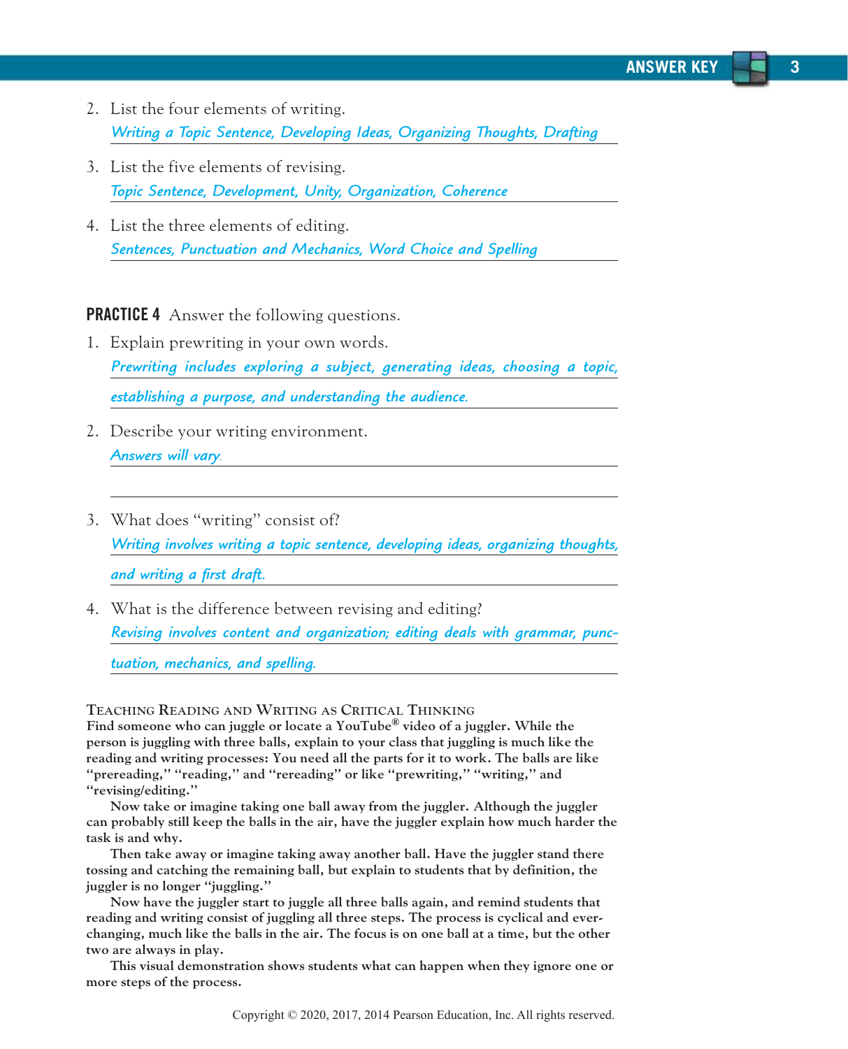2. List the four elements of writing.

   *Writing a Topic Sentence, Developing Ideas, Organizing Thoughts, Drafting*

3. List the five elements of revising.

   *Topic Sentence, Development, Unity, Organization, Coherence*

4. List the three elements of editing.

   *Sentences, Punctuation and Mechanics, Word Choice and Spelling*

**PRACTICE 4** Answer the following questions.

1. Explain prewriting in your own words.

   *Prewriting includes exploring a subject, generating ideas, choosing a topic, establishing a purpose, and understanding the audience.*

2. Describe your writing environment.

   *Answers will vary.*

3. What does "writing" consist of?

   *Writing involves writing a topic sentence, developing ideas, organizing thoughts, and writing a first draft.*

4. What is the difference between revising and editing?

   *Revising involves content and organization; editing deals with grammar, punctuation, mechanics, and spelling.*

**TEACHING READING AND WRITING AS CRITICAL THINKING**

**Find someone who can juggle or locate a YouTube® video of a juggler. While the person is juggling with three balls, explain to your class that juggling is much like the reading and writing processes: You need all the parts for it to work. The balls are like "prereading," "reading," and "rereading" or like "prewriting," "writing," and "revising/editing."**

**Now take or imagine taking one ball away from the juggler. Although the juggler can probably still keep the balls in the air, have the juggler explain how much harder the task is and why.**

**Then take away or imagine taking away another ball. Have the juggler stand there tossing and catching the remaining ball, but explain to students that by definition, the juggler is no longer "juggling."**

**Now have the juggler start to juggle all three balls again, and remind students that reading and writing consist of juggling all three steps. The process is cyclical and ever-changing, much like the balls in the air. The focus is on one ball at a time, but the other two are always in play.**

**This visual demonstration shows students what can happen when they ignore one or more steps of the process.**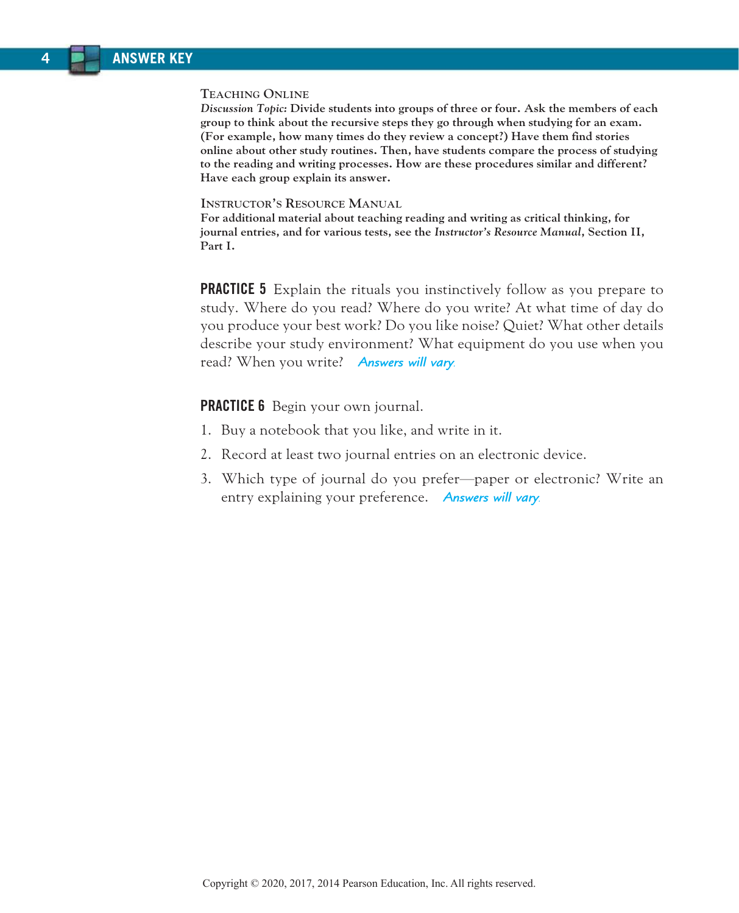**Teaching Online**

***Discussion Topic:* Divide students into groups of three or four. Ask the members of each group to think about the recursive steps they go through when studying for an exam. (For example, how many times do they review a concept?) Have them find stories online about other study routines. Then, have students compare the process of studying to the reading and writing processes. How are these procedures similar and different? Have each group explain its answer.**

**Instructor's Resource Manual**

**For additional material about teaching reading and writing as critical thinking, for journal entries, and for various tests, see the *Instructor's Resource Manual*, Section II, Part I.**

**PRACTICE 5** Explain the rituals you instinctively follow as you prepare to study. Where do you read? Where do you write? At what time of day do you produce your best work? Do you like noise? Quiet? What other details describe your study environment? What equipment do you use when you read? When you write? *Answers will vary.*

**PRACTICE 6** Begin your own journal.

1. Buy a notebook that you like, and write in it.
2. Record at least two journal entries on an electronic device.
3. Which type of journal do you prefer—paper or electronic? Write an entry explaining your preference. *Answers will vary.*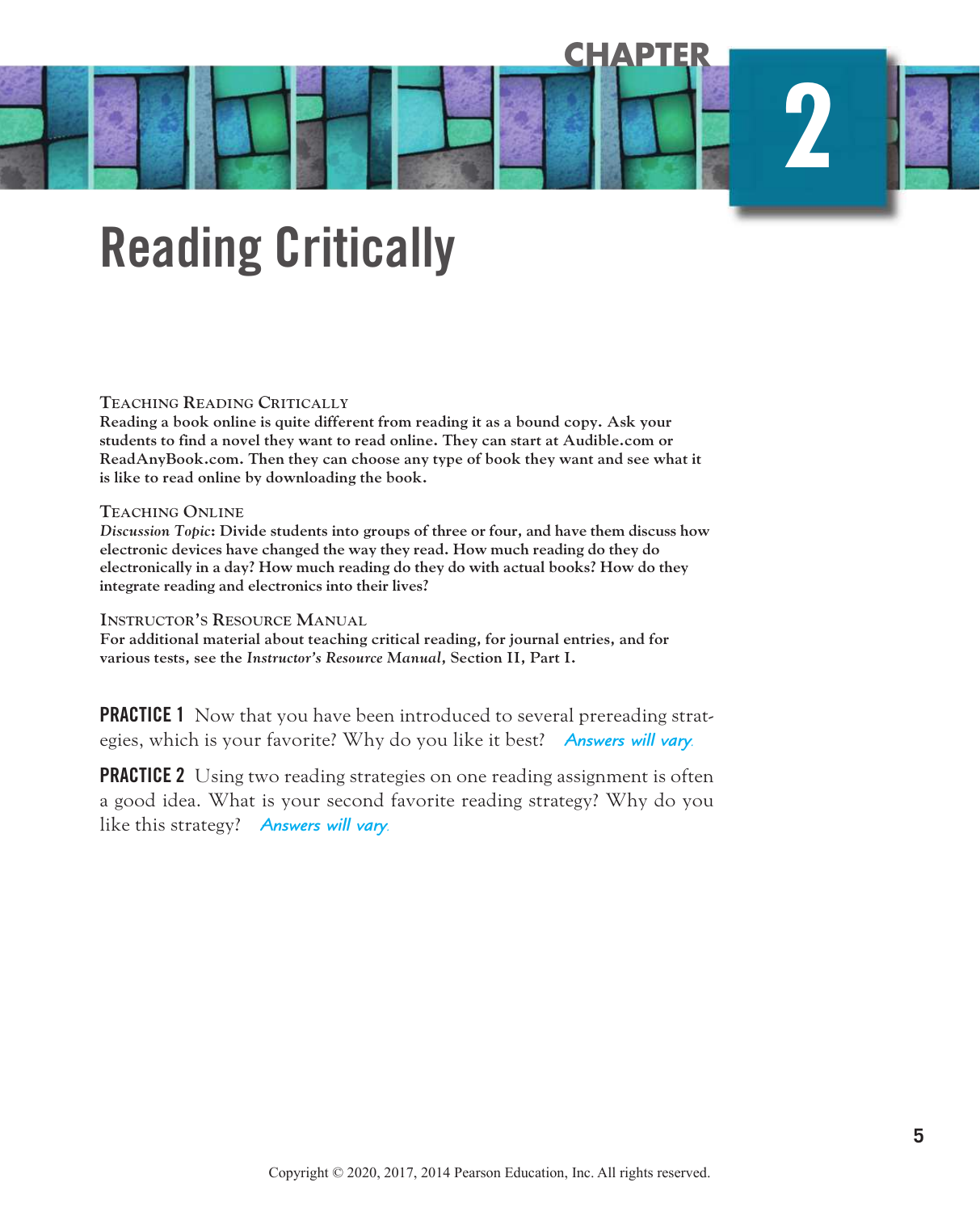CHAPTER 2

# Reading Critically

**TEACHING READING CRITICALLY**

**Reading a book online is quite different from reading it as a bound copy. Ask your students to find a novel they want to read online. They can start at Audible.com or ReadAnyBook.com. Then they can choose any type of book they want and see what it is like to read online by downloading the book.**

**TEACHING ONLINE**

***Discussion Topic*: Divide students into groups of three or four, and have them discuss how electronic devices have changed the way they read. How much reading do they do electronically in a day? How much reading do they do with actual books? How do they integrate reading and electronics into their lives?**

**INSTRUCTOR'S RESOURCE MANUAL**

**For additional material about teaching critical reading, for journal entries, and for various tests, see the *Instructor's Resource Manual*, Section II, Part I.**

**PRACTICE 1** Now that you have been introduced to several prereading strategies, which is your favorite? Why do you like it best? *Answers will vary.*

**PRACTICE 2** Using two reading strategies on one reading assignment is often a good idea. What is your second favorite reading strategy? Why do you like this strategy? *Answers will vary.*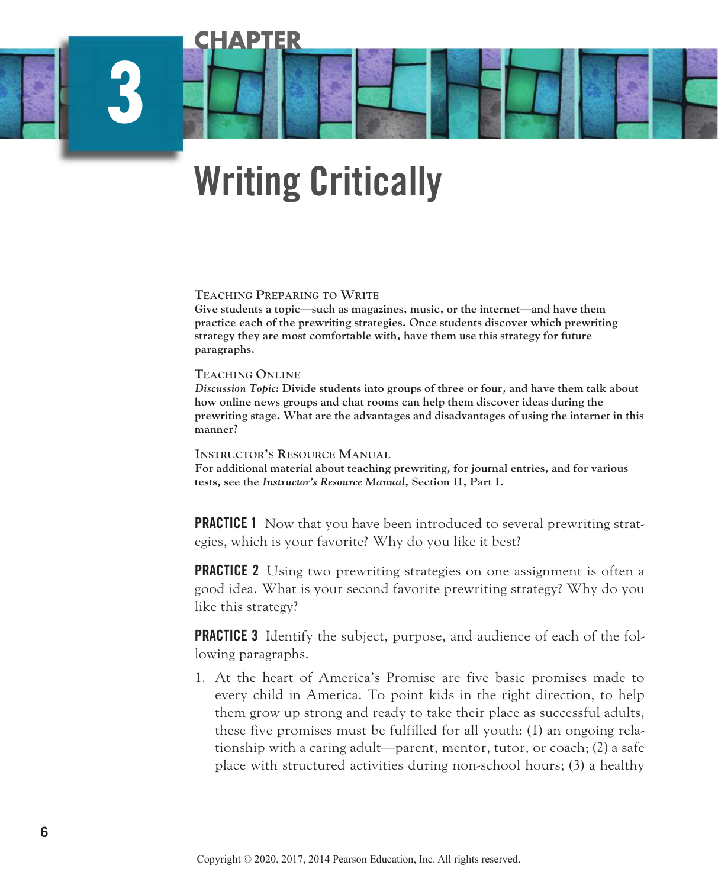# CHAPTER 3

# Writing Critically

**TEACHING PREPARING TO WRITE**

**Give students a topic—such as magazines, music, or the internet—and have them practice each of the prewriting strategies. Once students discover which prewriting strategy they are most comfortable with, have them use this strategy for future paragraphs.**

**TEACHING ONLINE**

***Discussion Topic:*** **Divide students into groups of three or four, and have them talk about how online news groups and chat rooms can help them discover ideas during the prewriting stage. What are the advantages and disadvantages of using the internet in this manner?**

**INSTRUCTOR'S RESOURCE MANUAL**

**For additional material about teaching prewriting, for journal entries, and for various tests, see the *Instructor's Resource Manual*, Section II, Part I.**

**PRACTICE 1** Now that you have been introduced to several prewriting strategies, which is your favorite? Why do you like it best?

**PRACTICE 2** Using two prewriting strategies on one assignment is often a good idea. What is your second favorite prewriting strategy? Why do you like this strategy?

**PRACTICE 3** Identify the subject, purpose, and audience of each of the following paragraphs.

1. At the heart of America's Promise are five basic promises made to every child in America. To point kids in the right direction, to help them grow up strong and ready to take their place as successful adults, these five promises must be fulfilled for all youth: (1) an ongoing relationship with a caring adult—parent, mentor, tutor, or coach; (2) a safe place with structured activities during non-school hours; (3) a healthy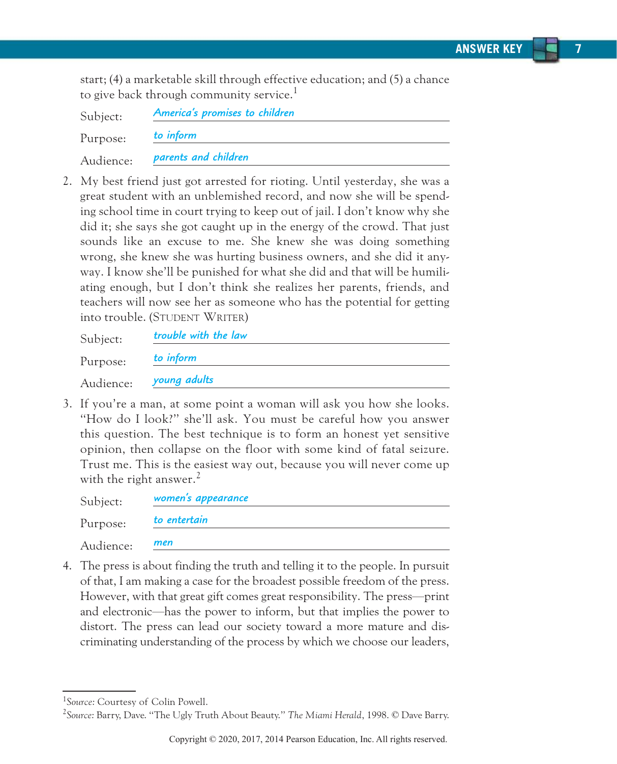start; (4) a marketable skill through effective education; and (5) a chance to give back through community service.[1]

Subject: *America's promises to children*

Purpose: *to inform*

Audience: *parents and children*

2. My best friend just got arrested for rioting. Until yesterday, she was a great student with an unblemished record, and now she will be spending school time in court trying to keep out of jail. I don't know why she did it; she says she got caught up in the energy of the crowd. That just sounds like an excuse to me. She knew she was doing something wrong, she knew she was hurting business owners, and she did it anyway. I know she'll be punished for what she did and that will be humiliating enough, but I don't think she realizes her parents, friends, and teachers will now see her as someone who has the potential for getting into trouble. (Student Writer)

Subject: *trouble with the law*

Purpose: *to inform*

Audience: *young adults*

3. If you're a man, at some point a woman will ask you how she looks. "How do I look?" she'll ask. You must be careful how you answer this question. The best technique is to form an honest yet sensitive opinion, then collapse on the floor with some kind of fatal seizure. Trust me. This is the easiest way out, because you will never come up with the right answer.[2]

Subject: *women's appearance*

Purpose: *to entertain*

Audience: *men*

4. The press is about finding the truth and telling it to the people. In pursuit of that, I am making a case for the broadest possible freedom of the press. However, with that great gift comes great responsibility. The press—print and electronic—has the power to inform, but that implies the power to distort. The press can lead our society toward a more mature and discriminating understanding of the process by which we choose our leaders,

[1] *Source:* Courtesy of Colin Powell.

[2] *Source:* Barry, Dave. "The Ugly Truth About Beauty." *The Miami Herald*, 1998. © Dave Barry.

Copyright © 2020, 2017, 2014 Pearson Education, Inc. All rights reserved.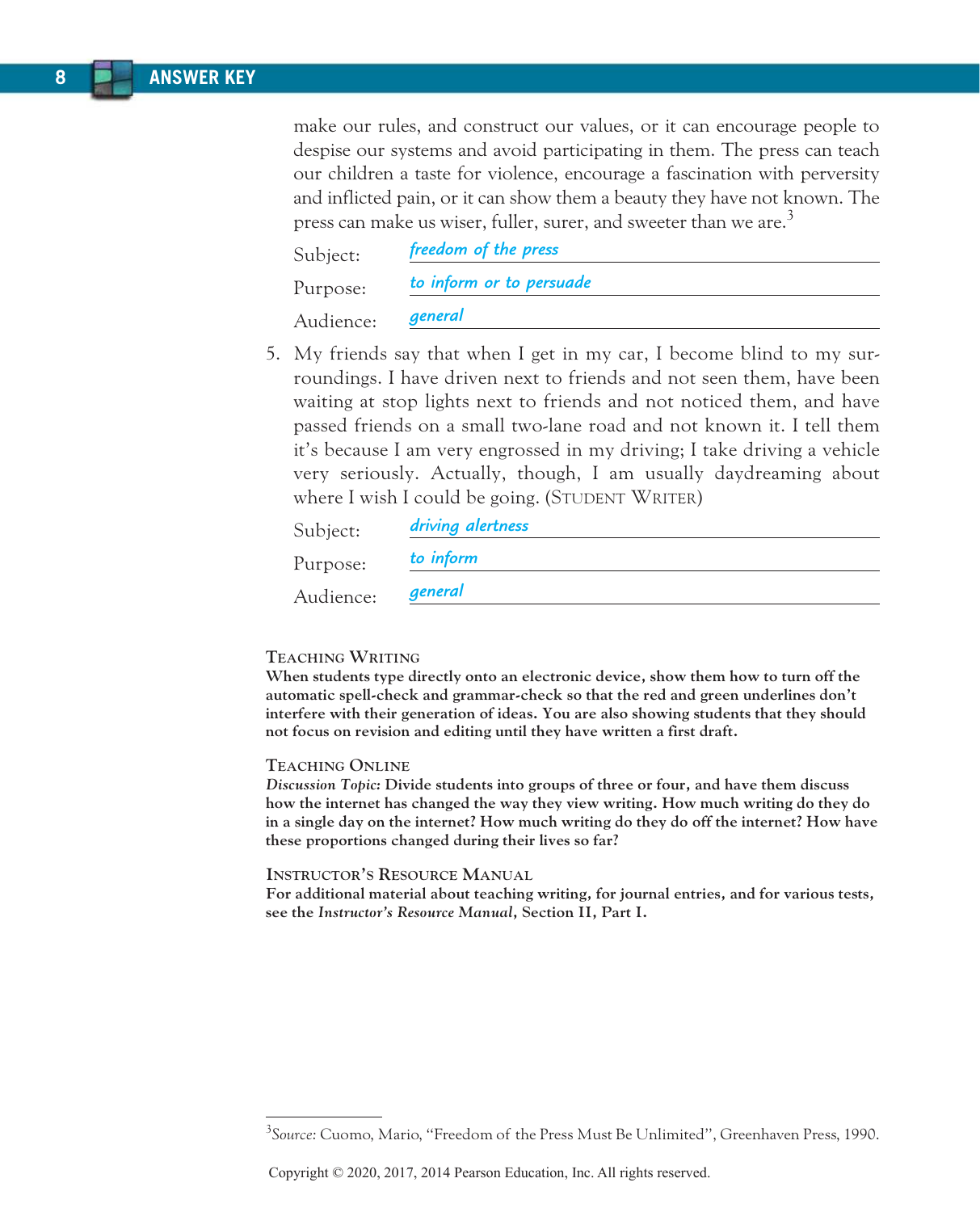make our rules, and construct our values, or it can encourage people to despise our systems and avoid participating in them. The press can teach our children a taste for violence, encourage a fascination with perversity and inflicted pain, or it can show them a beauty they have not known. The press can make us wiser, fuller, surer, and sweeter than we are.[3]

Subject: *freedom of the press*

Purpose: *to inform or to persuade*

Audience: *general*

5. My friends say that when I get in my car, I become blind to my surroundings. I have driven next to friends and not seen them, have been waiting at stop lights next to friends and not noticed them, and have passed friends on a small two-lane road and not known it. I tell them it's because I am very engrossed in my driving; I take driving a vehicle very seriously. Actually, though, I am usually daydreaming about where I wish I could be going. (Student Writer)

Subject: *driving alertness*

Purpose: *to inform*

Audience: *general*

### Teaching Writing

**When students type directly onto an electronic device, show them how to turn off the automatic spell-check and grammar-check so that the red and green underlines don't interfere with their generation of ideas. You are also showing students that they should not focus on revision and editing until they have written a first draft.**

### Teaching Online

***Discussion Topic:*** **Divide students into groups of three or four, and have them discuss how the internet has changed the way they view writing. How much writing do they do in a single day on the internet? How much writing do they do off the internet? How have these proportions changed during their lives so far?**

### Instructor's Resource Manual

**For additional material about teaching writing, for journal entries, and for various tests, see the *Instructor's Resource Manual*, Section II, Part I.**

---

[3]*Source:* Cuomo, Mario, "Freedom of the Press Must Be Unlimited", Greenhaven Press, 1990.

Copyright © 2020, 2017, 2014 Pearson Education, Inc. All rights reserved.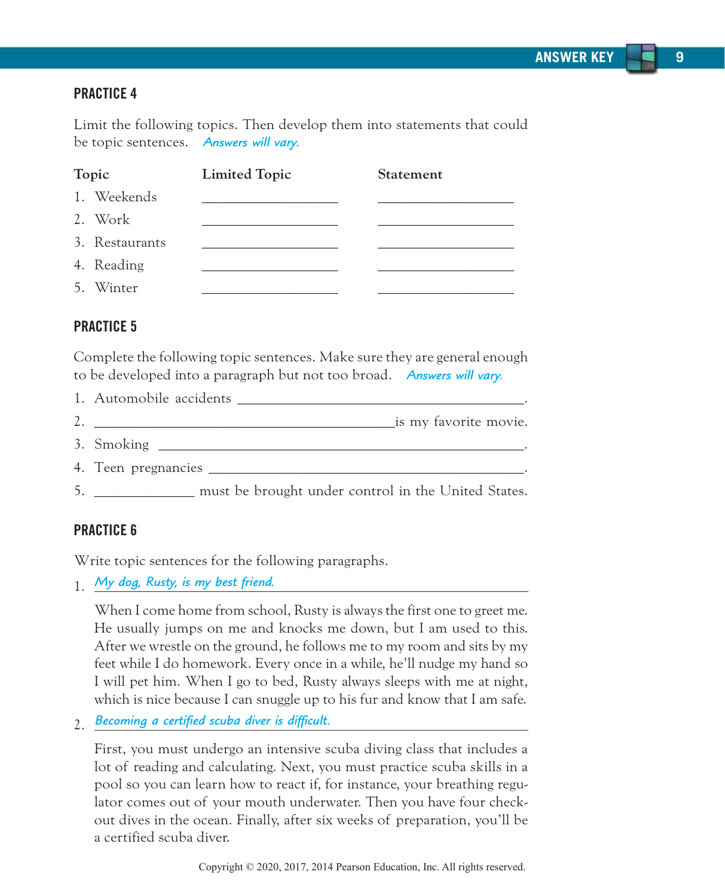## PRACTICE 4

Limit the following topics. Then develop them into statements that could be topic sentences. *Answers will vary.*

| Topic | Limited Topic | Statement |
| --- | --- | --- |
| 1. Weekends | ____________________ | ____________________ |
| 2. Work | ____________________ | ____________________ |
| 3. Restaurants | ____________________ | ____________________ |
| 4. Reading | ____________________ | ____________________ |
| 5. Winter | ____________________ | ____________________ |

## PRACTICE 5

Complete the following topic sentences. Make sure they are general enough to be developed into a paragraph but not too broad. *Answers will vary.*

1. Automobile accidents ____________________________________________.
2. ____________________________________________ is my favorite movie.
3. Smoking ____________________________________________.
4. Teen pregnancies ____________________________________________.
5. ______________ must be brought under control in the United States.

## PRACTICE 6

Write topic sentences for the following paragraphs.

1. *My dog, Rusty, is my best friend.*

   When I come home from school, Rusty is always the first one to greet me. He usually jumps on me and knocks me down, but I am used to this. After we wrestle on the ground, he follows me to my room and sits by my feet while I do homework. Every once in a while, he'll nudge my hand so I will pet him. When I go to bed, Rusty always sleeps with me at night, which is nice because I can snuggle up to his fur and know that I am safe.

2. *Becoming a certified scuba diver is difficult.*

   First, you must undergo an intensive scuba diving class that includes a lot of reading and calculating. Next, you must practice scuba skills in a pool so you can learn how to react if, for instance, your breathing regulator comes out of your mouth underwater. Then you have four check-out dives in the ocean. Finally, after six weeks of preparation, you'll be a certified scuba diver.

Copyright © 2020, 2017, 2014 Pearson Education, Inc. All rights reserved.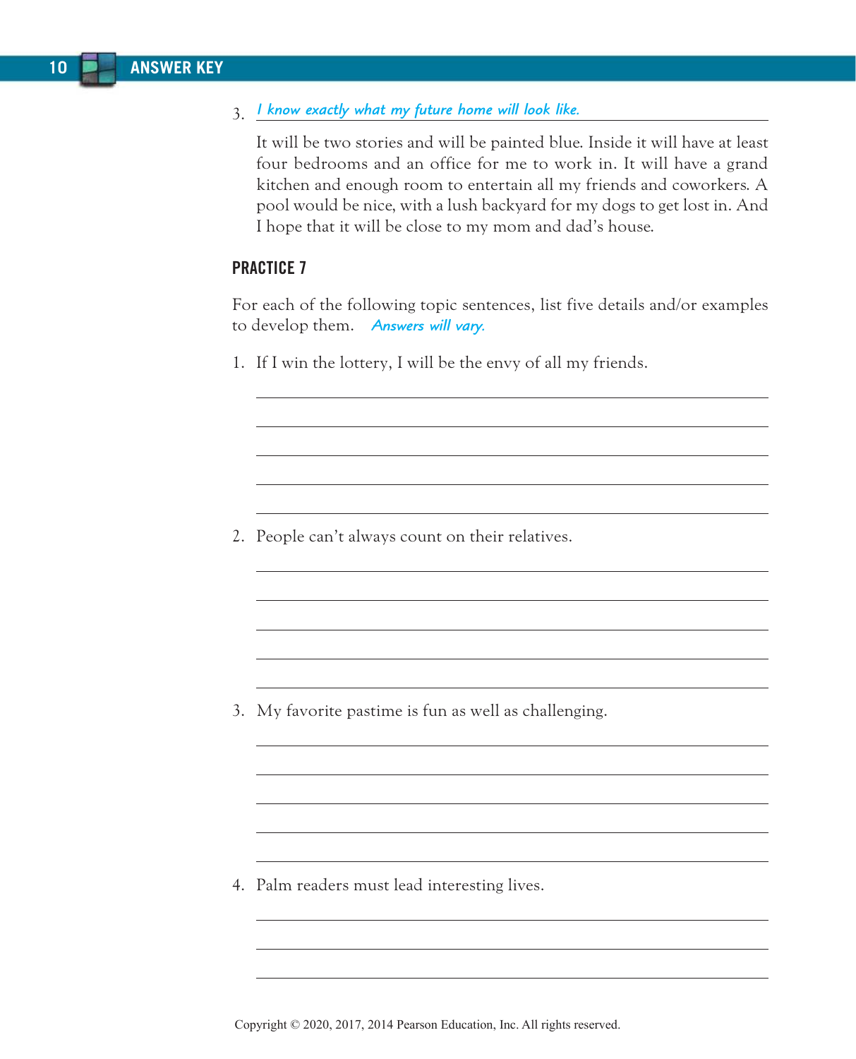3. *I know exactly what my future home will look like.*

   It will be two stories and will be painted blue. Inside it will have at least four bedrooms and an office for me to work in. It will have a grand kitchen and enough room to entertain all my friends and coworkers. A pool would be nice, with a lush backyard for my dogs to get lost in. And I hope that it will be close to my mom and dad's house.

## PRACTICE 7

For each of the following topic sentences, list five details and/or examples to develop them. *Answers will vary.*

1. If I win the lottery, I will be the envy of all my friends.

   ______________________________
   ______________________________
   ______________________________
   ______________________________
   ______________________________

2. People can't always count on their relatives.

   ______________________________
   ______________________________
   ______________________________
   ______________________________
   ______________________________

3. My favorite pastime is fun as well as challenging.

   ______________________________
   ______________________________
   ______________________________
   ______________________________
   ______________________________

4. Palm readers must lead interesting lives.

   ______________________________
   ______________________________
   ______________________________

Copyright © 2020, 2017, 2014 Pearson Education, Inc. All rights reserved.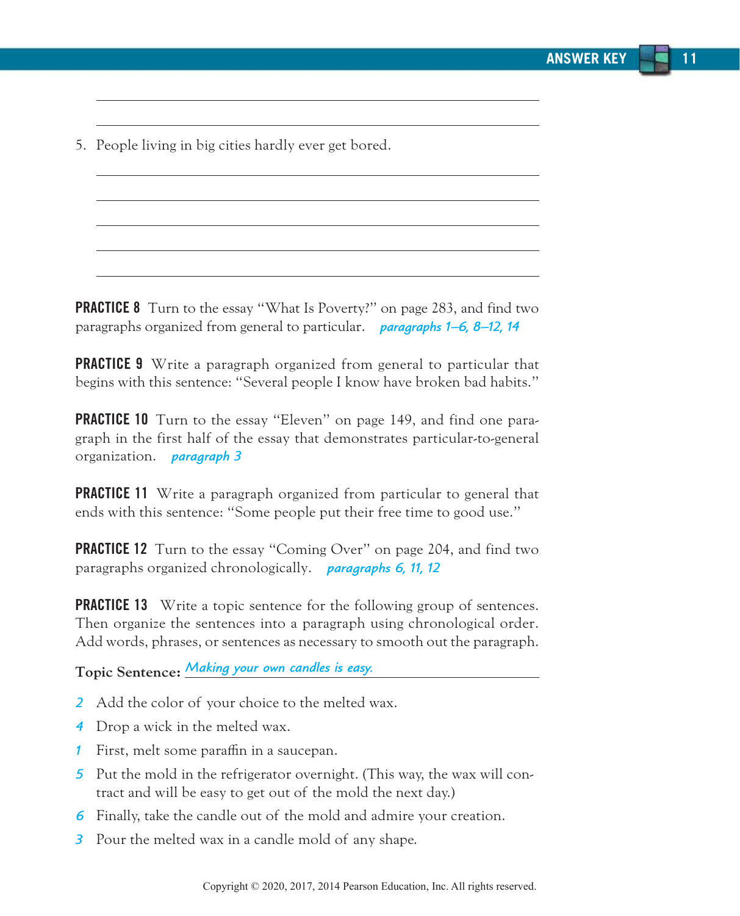5. People living in big cities hardly ever get bored.

**PRACTICE 8** Turn to the essay "What Is Poverty?" on page 283, and find two paragraphs organized from general to particular. *paragraphs 1–6, 8–12, 14*

**PRACTICE 9** Write a paragraph organized from general to particular that begins with this sentence: "Several people I know have broken bad habits."

**PRACTICE 10** Turn to the essay "Eleven" on page 149, and find one paragraph in the first half of the essay that demonstrates particular-to-general organization. *paragraph 3*

**PRACTICE 11** Write a paragraph organized from particular to general that ends with this sentence: "Some people put their free time to good use."

**PRACTICE 12** Turn to the essay "Coming Over" on page 204, and find two paragraphs organized chronologically. *paragraphs 6, 11, 12*

**PRACTICE 13** Write a topic sentence for the following group of sentences. Then organize the sentences into a paragraph using chronological order. Add words, phrases, or sentences as necessary to smooth out the paragraph.

**Topic Sentence:** *Making your own candles is easy.*

*2* Add the color of your choice to the melted wax.

*4* Drop a wick in the melted wax.

*1* First, melt some paraffin in a saucepan.

*5* Put the mold in the refrigerator overnight. (This way, the wax will contract and will be easy to get out of the mold the next day.)

*6* Finally, take the candle out of the mold and admire your creation.

*3* Pour the melted wax in a candle mold of any shape.

Copyright © 2020, 2017, 2014 Pearson Education, Inc. All rights reserved.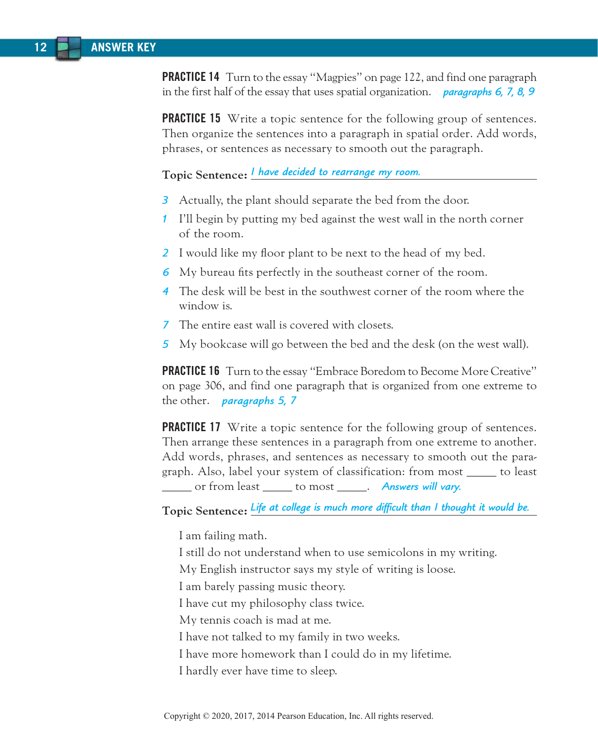**PRACTICE 14** Turn to the essay "Magpies" on page 122, and find one paragraph in the first half of the essay that uses spatial organization. *paragraphs 6, 7, 8, 9*

**PRACTICE 15** Write a topic sentence for the following group of sentences. Then organize the sentences into a paragraph in spatial order. Add words, phrases, or sentences as necessary to smooth out the paragraph.

**Topic Sentence:** *I have decided to rearrange my room.*

*3* Actually, the plant should separate the bed from the door.

*1* I'll begin by putting my bed against the west wall in the north corner of the room.

*2* I would like my floor plant to be next to the head of my bed.

*6* My bureau fits perfectly in the southeast corner of the room.

*4* The desk will be best in the southwest corner of the room where the window is.

*7* The entire east wall is covered with closets.

*5* My bookcase will go between the bed and the desk (on the west wall).

**PRACTICE 16** Turn to the essay "Embrace Boredom to Become More Creative" on page 306, and find one paragraph that is organized from one extreme to the other. *paragraphs 5, 7*

**PRACTICE 17** Write a topic sentence for the following group of sentences. Then arrange these sentences in a paragraph from one extreme to another. Add words, phrases, and sentences as necessary to smooth out the paragraph. Also, label your system of classification: from most _____ to least _____ or from least _____ to most _____. *Answers will vary.*

**Topic Sentence:** *Life at college is much more difficult than I thought it would be.*

I am failing math.
I still do not understand when to use semicolons in my writing.
My English instructor says my style of writing is loose.
I am barely passing music theory.
I have cut my philosophy class twice.
My tennis coach is mad at me.
I have not talked to my family in two weeks.
I have more homework than I could do in my lifetime.
I hardly ever have time to sleep.

Copyright © 2020, 2017, 2014 Pearson Education, Inc. All rights reserved.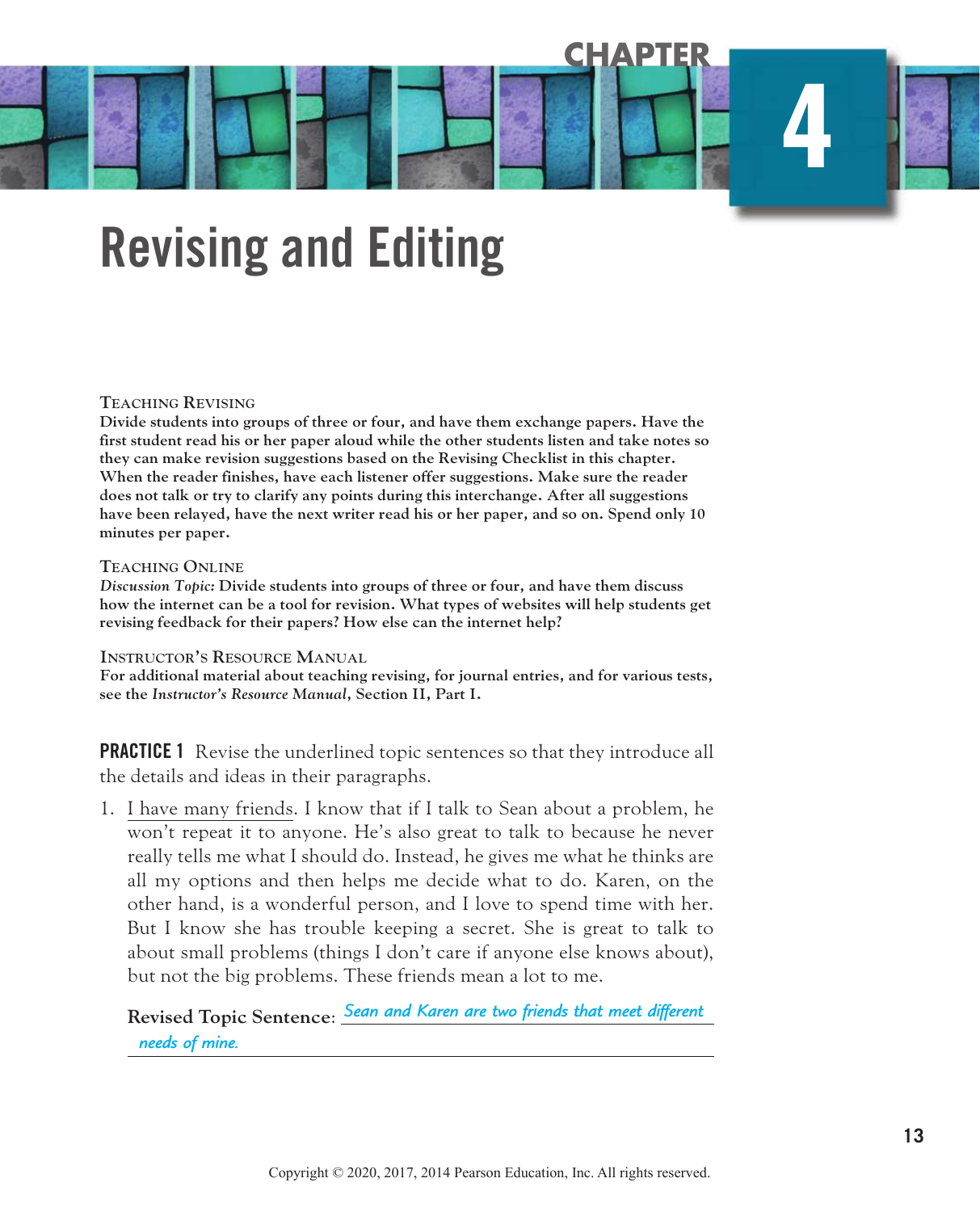# CHAPTER 4

# Revising and Editing

**Teaching Revising**

**Divide students into groups of three or four, and have them exchange papers. Have the first student read his or her paper aloud while the other students listen and take notes so they can make revision suggestions based on the Revising Checklist in this chapter. When the reader finishes, have each listener offer suggestions. Make sure the reader does not talk or try to clarify any points during this interchange. After all suggestions have been relayed, have the next writer read his or her paper, and so on. Spend only 10 minutes per paper.**

**Teaching Online**

***Discussion Topic:*** **Divide students into groups of three or four, and have them discuss how the internet can be a tool for revision. What types of websites will help students get revising feedback for their papers? How else can the internet help?**

**Instructor's Resource Manual**

**For additional material about teaching revising, for journal entries, and for various tests, see the *Instructor's Resource Manual*, Section II, Part I.**

**PRACTICE 1** Revise the underlined topic sentences so that they introduce all the details and ideas in their paragraphs.

1. <u>I have many friends</u>. I know that if I talk to Sean about a problem, he won't repeat it to anyone. He's also great to talk to because he never really tells me what I should do. Instead, he gives me what he thinks are all my options and then helps me decide what to do. Karen, on the other hand, is a wonderful person, and I love to spend time with her. But I know she has trouble keeping a secret. She is great to talk to about small problems (things I don't care if anyone else knows about), but not the big problems. These friends mean a lot to me.

   **Revised Topic Sentence**: *Sean and Karen are two friends that meet different needs of mine.*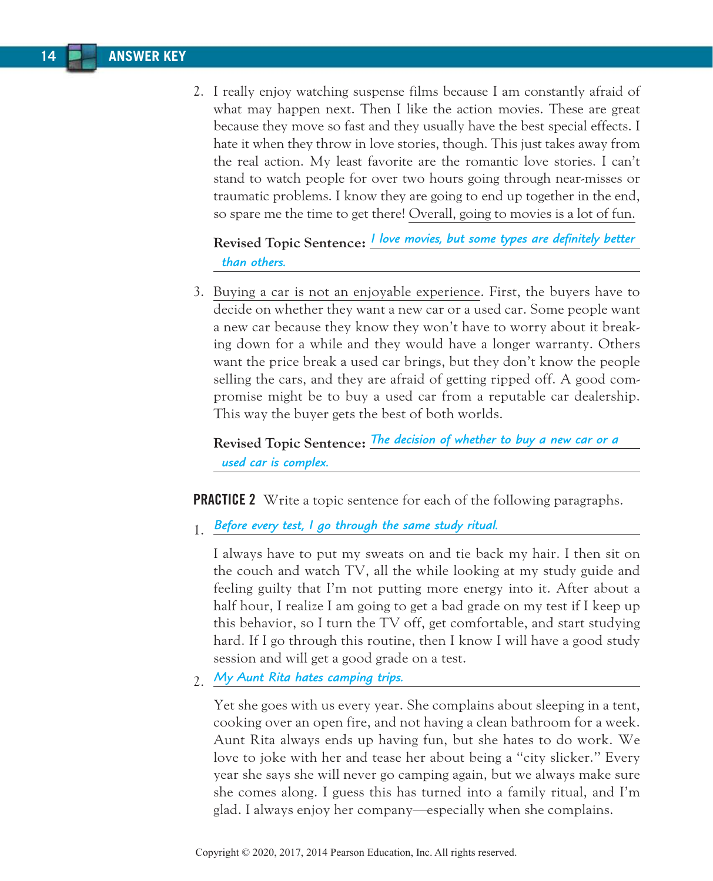2. I really enjoy watching suspense films because I am constantly afraid of what may happen next. Then I like the action movies. These are great because they move so fast and they usually have the best special effects. I hate it when they throw in love stories, though. This just takes away from the real action. My least favorite are the romantic love stories. I can't stand to watch people for over two hours going through near-misses or traumatic problems. I know they are going to end up together in the end, so spare me the time to get there! <u>Overall, going to movies is a lot of fun.</u>

   **Revised Topic Sentence:** *I love movies, but some types are definitely better than others.*

3. <u>Buying a car is not an enjoyable experience</u>. First, the buyers have to decide on whether they want a new car or a used car. Some people want a new car because they know they won't have to worry about it breaking down for a while and they would have a longer warranty. Others want the price break a used car brings, but they don't know the people selling the cars, and they are afraid of getting ripped off. A good compromise might be to buy a used car from a reputable car dealership. This way the buyer gets the best of both worlds.

   **Revised Topic Sentence:** *The decision of whether to buy a new car or a used car is complex.*

**PRACTICE 2** Write a topic sentence for each of the following paragraphs.

1. *Before every test, I go through the same study ritual.*

   I always have to put my sweats on and tie back my hair. I then sit on the couch and watch TV, all the while looking at my study guide and feeling guilty that I'm not putting more energy into it. After about a half hour, I realize I am going to get a bad grade on my test if I keep up this behavior, so I turn the TV off, get comfortable, and start studying hard. If I go through this routine, then I know I will have a good study session and will get a good grade on a test.

2. *My Aunt Rita hates camping trips.*

   Yet she goes with us every year. She complains about sleeping in a tent, cooking over an open fire, and not having a clean bathroom for a week. Aunt Rita always ends up having fun, but she hates to do work. We love to joke with her and tease her about being a "city slicker." Every year she says she will never go camping again, but we always make sure she comes along. I guess this has turned into a family ritual, and I'm glad. I always enjoy her company—especially when she complains.

Copyright © 2020, 2017, 2014 Pearson Education, Inc. All rights reserved.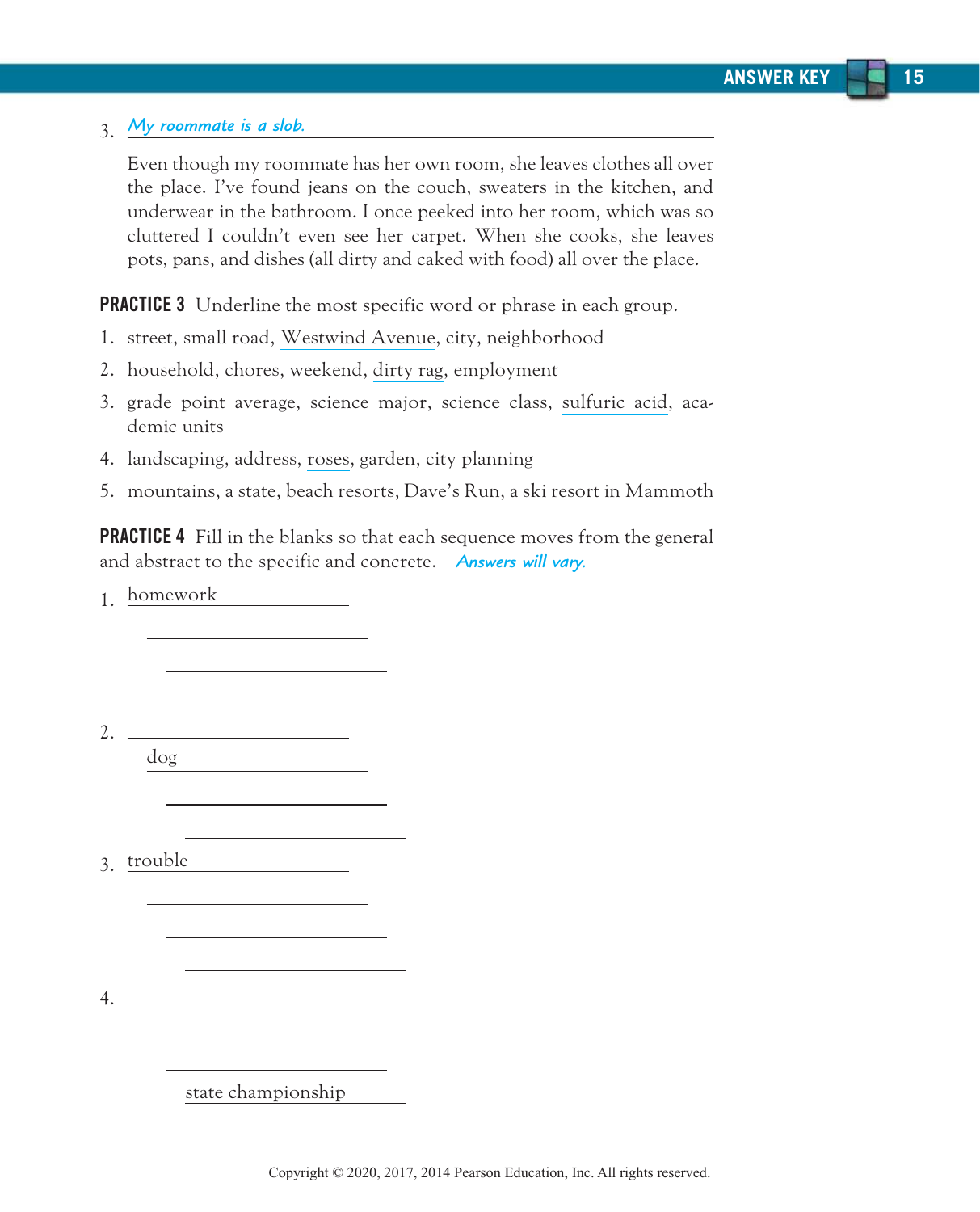3. *My roommate is a slob.*

   Even though my roommate has her own room, she leaves clothes all over the place. I've found jeans on the couch, sweaters in the kitchen, and underwear in the bathroom. I once peeked into her room, which was so cluttered I couldn't even see her carpet. When she cooks, she leaves pots, pans, and dishes (all dirty and caked with food) all over the place.

**PRACTICE 3** Underline the most specific word or phrase in each group.

1. street, small road, <u>Westwind Avenue</u>, city, neighborhood
2. household, chores, weekend, <u>dirty rag</u>, employment
3. grade point average, science major, science class, <u>sulfuric acid</u>, academic units
4. landscaping, address, <u>roses</u>, garden, city planning
5. mountains, a state, beach resorts, <u>Dave's Run</u>, a ski resort in Mammoth

**PRACTICE 4** Fill in the blanks so that each sequence moves from the general and abstract to the specific and concrete. *Answers will vary.*

1. homework
   ____________________
   ____________________
   ____________________

2. ____________________
   dog
   ____________________
   ____________________

3. trouble
   ____________________
   ____________________
   ____________________

4. ____________________
   ____________________
   ____________________
   state championship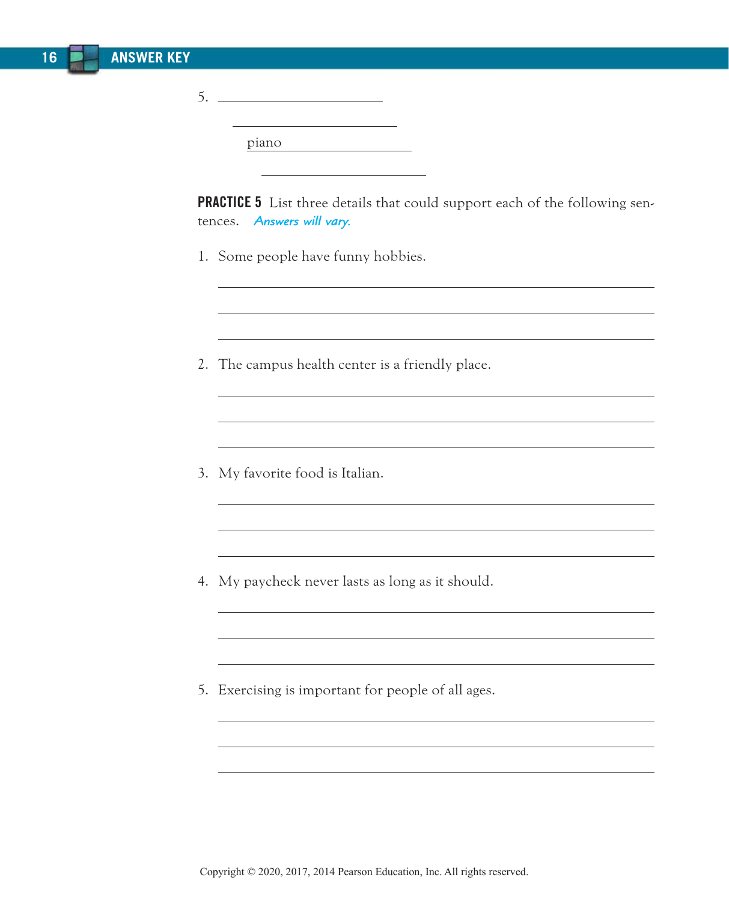5. \_\_\_\_\_\_\_\_\_\_\_\_\_\_\_\_\_\_\_\_

\_\_\_\_\_\_\_\_\_\_\_\_\_\_\_\_\_\_\_\_

piano \_\_\_\_\_\_\_\_\_\_\_\_\_\_\_\_

\_\_\_\_\_\_\_\_\_\_\_\_\_\_\_\_\_\_\_\_

**PRACTICE 5** List three details that could support each of the following sentences. *Answers will vary.*

1. Some people have funny hobbies.

\_\_\_\_\_\_\_\_\_\_\_\_\_\_\_\_\_\_\_\_\_\_\_\_\_\_\_\_\_\_\_\_\_\_\_\_\_\_\_\_

\_\_\_\_\_\_\_\_\_\_\_\_\_\_\_\_\_\_\_\_\_\_\_\_\_\_\_\_\_\_\_\_\_\_\_\_\_\_\_\_

\_\_\_\_\_\_\_\_\_\_\_\_\_\_\_\_\_\_\_\_\_\_\_\_\_\_\_\_\_\_\_\_\_\_\_\_\_\_\_\_

2. The campus health center is a friendly place.

\_\_\_\_\_\_\_\_\_\_\_\_\_\_\_\_\_\_\_\_\_\_\_\_\_\_\_\_\_\_\_\_\_\_\_\_\_\_\_\_

\_\_\_\_\_\_\_\_\_\_\_\_\_\_\_\_\_\_\_\_\_\_\_\_\_\_\_\_\_\_\_\_\_\_\_\_\_\_\_\_

\_\_\_\_\_\_\_\_\_\_\_\_\_\_\_\_\_\_\_\_\_\_\_\_\_\_\_\_\_\_\_\_\_\_\_\_\_\_\_\_

3. My favorite food is Italian.

\_\_\_\_\_\_\_\_\_\_\_\_\_\_\_\_\_\_\_\_\_\_\_\_\_\_\_\_\_\_\_\_\_\_\_\_\_\_\_\_

\_\_\_\_\_\_\_\_\_\_\_\_\_\_\_\_\_\_\_\_\_\_\_\_\_\_\_\_\_\_\_\_\_\_\_\_\_\_\_\_

\_\_\_\_\_\_\_\_\_\_\_\_\_\_\_\_\_\_\_\_\_\_\_\_\_\_\_\_\_\_\_\_\_\_\_\_\_\_\_\_

4. My paycheck never lasts as long as it should.

\_\_\_\_\_\_\_\_\_\_\_\_\_\_\_\_\_\_\_\_\_\_\_\_\_\_\_\_\_\_\_\_\_\_\_\_\_\_\_\_

\_\_\_\_\_\_\_\_\_\_\_\_\_\_\_\_\_\_\_\_\_\_\_\_\_\_\_\_\_\_\_\_\_\_\_\_\_\_\_\_

\_\_\_\_\_\_\_\_\_\_\_\_\_\_\_\_\_\_\_\_\_\_\_\_\_\_\_\_\_\_\_\_\_\_\_\_\_\_\_\_

5. Exercising is important for people of all ages.

\_\_\_\_\_\_\_\_\_\_\_\_\_\_\_\_\_\_\_\_\_\_\_\_\_\_\_\_\_\_\_\_\_\_\_\_\_\_\_\_

\_\_\_\_\_\_\_\_\_\_\_\_\_\_\_\_\_\_\_\_\_\_\_\_\_\_\_\_\_\_\_\_\_\_\_\_\_\_\_\_

\_\_\_\_\_\_\_\_\_\_\_\_\_\_\_\_\_\_\_\_\_\_\_\_\_\_\_\_\_\_\_\_\_\_\_\_\_\_\_\_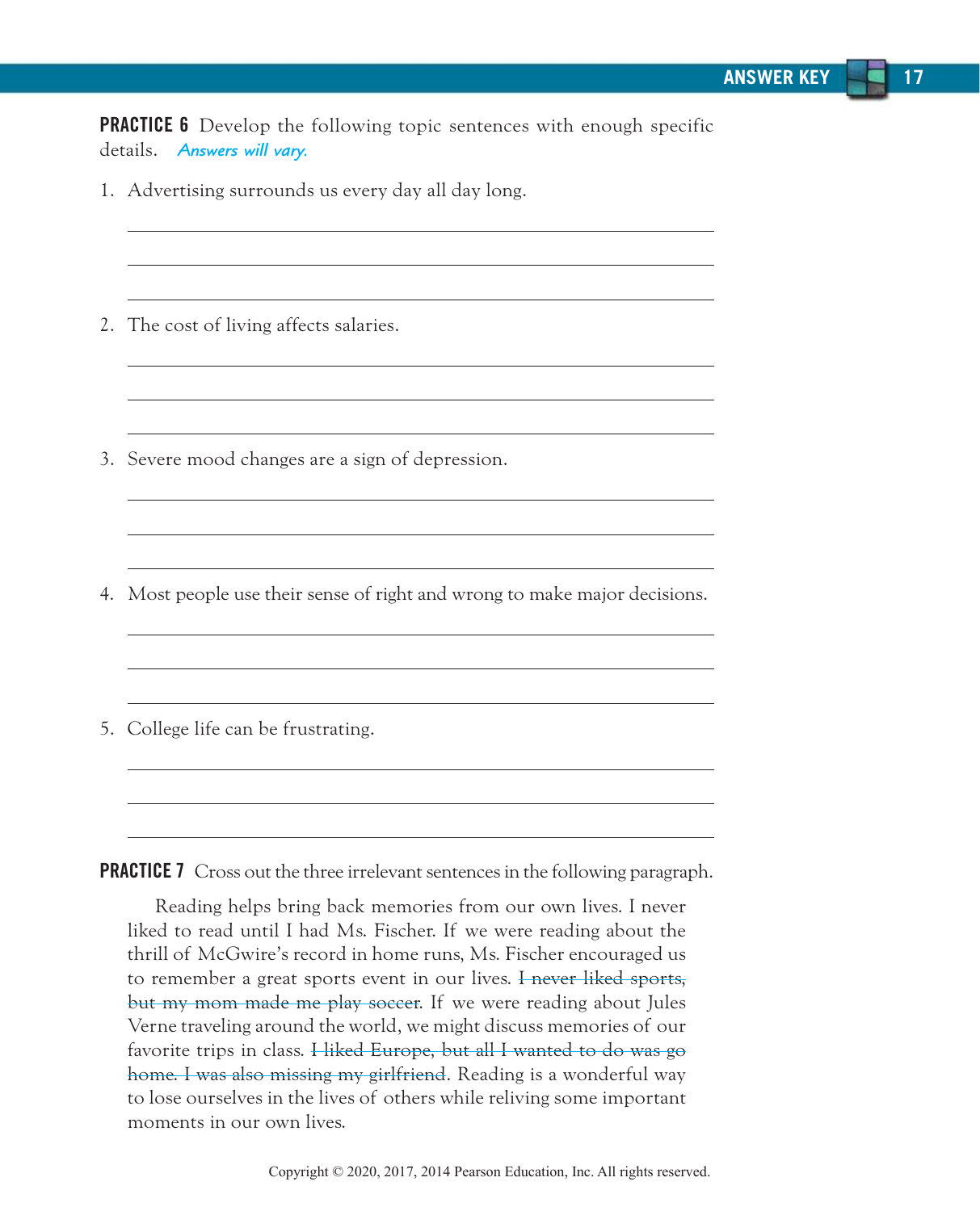**PRACTICE 6** Develop the following topic sentences with enough specific details. *Answers will vary.*

1. Advertising surrounds us every day all day long.

   ______________________________________________

   ______________________________________________

   ______________________________________________

2. The cost of living affects salaries.

   ______________________________________________

   ______________________________________________

   ______________________________________________

3. Severe mood changes are a sign of depression.

   ______________________________________________

   ______________________________________________

   ______________________________________________

4. Most people use their sense of right and wrong to make major decisions.

   ______________________________________________

   ______________________________________________

   ______________________________________________

5. College life can be frustrating.

   ______________________________________________

   ______________________________________________

   ______________________________________________

**PRACTICE 7** Cross out the three irrelevant sentences in the following paragraph.

Reading helps bring back memories from our own lives. I never liked to read until I had Ms. Fischer. If we were reading about the thrill of McGwire's record in home runs, Ms. Fischer encouraged us to remember a great sports event in our lives. ~~I never liked sports, but my mom made me play soccer~~. If we were reading about Jules Verne traveling around the world, we might discuss memories of our favorite trips in class. ~~I liked Europe, but all I wanted to do was go home. I was also missing my girlfriend~~. Reading is a wonderful way to lose ourselves in the lives of others while reliving some important moments in our own lives.

Copyright © 2020, 2017, 2014 Pearson Education, Inc. All rights reserved.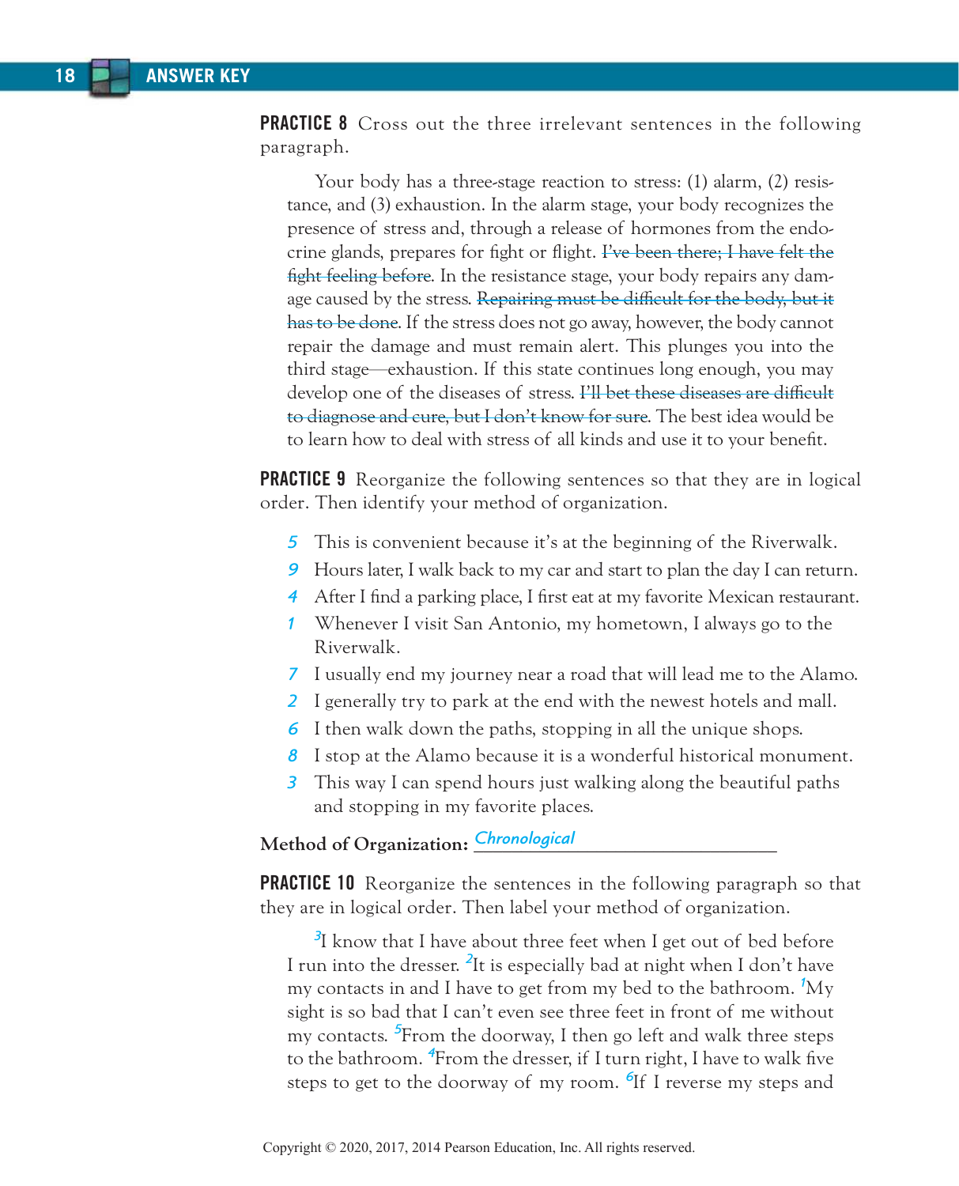**PRACTICE 8** Cross out the three irrelevant sentences in the following paragraph.

> Your body has a three-stage reaction to stress: (1) alarm, (2) resistance, and (3) exhaustion. In the alarm stage, your body recognizes the presence of stress and, through a release of hormones from the endocrine glands, prepares for fight or flight. ~~I've been there; I have felt the fight feeling before~~. In the resistance stage, your body repairs any damage caused by the stress. ~~Repairing must be difficult for the body, but it has to be done~~. If the stress does not go away, however, the body cannot repair the damage and must remain alert. This plunges you into the third stage—exhaustion. If this state continues long enough, you may develop one of the diseases of stress. ~~I'll bet these diseases are difficult to diagnose and cure, but I don't know for sure~~. The best idea would be to learn how to deal with stress of all kinds and use it to your benefit.

**PRACTICE 9** Reorganize the following sentences so that they are in logical order. Then identify your method of organization.

*5* This is convenient because it's at the beginning of the Riverwalk.
*9* Hours later, I walk back to my car and start to plan the day I can return.
*4* After I find a parking place, I first eat at my favorite Mexican restaurant.
*1* Whenever I visit San Antonio, my hometown, I always go to the Riverwalk.
*7* I usually end my journey near a road that will lead me to the Alamo.
*2* I generally try to park at the end with the newest hotels and mall.
*6* I then walk down the paths, stopping in all the unique shops.
*8* I stop at the Alamo because it is a wonderful historical monument.
*3* This way I can spend hours just walking along the beautiful paths and stopping in my favorite places.

**Method of Organization:** *Chronological*

**PRACTICE 10** Reorganize the sentences in the following paragraph so that they are in logical order. Then label your method of organization.

> [3]I know that I have about three feet when I get out of bed before I run into the dresser. [2]It is especially bad at night when I don't have my contacts in and I have to get from my bed to the bathroom. [1]My sight is so bad that I can't even see three feet in front of me without my contacts. [5]From the doorway, I then go left and walk three steps to the bathroom. [4]From the dresser, if I turn right, I have to walk five steps to get to the doorway of my room. [6]If I reverse my steps and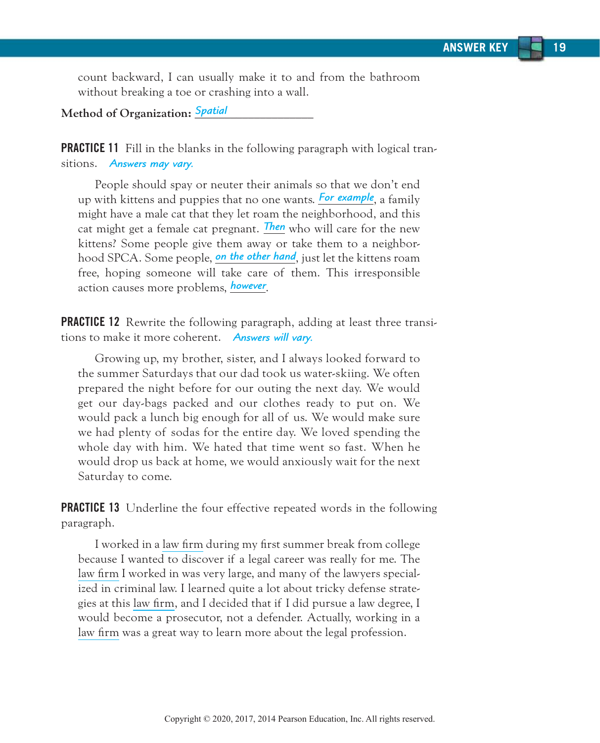count backward, I can usually make it to and from the bathroom without breaking a toe or crashing into a wall.

**Method of Organization:** *Spatial*

**PRACTICE 11** Fill in the blanks in the following paragraph with logical transitions. *Answers may vary.*

People should spay or neuter their animals so that we don't end up with kittens and puppies that no one wants. *For example*, a family might have a male cat that they let roam the neighborhood, and this cat might get a female cat pregnant. *Then* who will care for the new kittens? Some people give them away or take them to a neighborhood SPCA. Some people, *on the other hand*, just let the kittens roam free, hoping someone will take care of them. This irresponsible action causes more problems, *however*.

**PRACTICE 12** Rewrite the following paragraph, adding at least three transitions to make it more coherent. *Answers will vary.*

Growing up, my brother, sister, and I always looked forward to the summer Saturdays that our dad took us water-skiing. We often prepared the night before for our outing the next day. We would get our day-bags packed and our clothes ready to put on. We would pack a lunch big enough for all of us. We would make sure we had plenty of sodas for the entire day. We loved spending the whole day with him. We hated that time went so fast. When he would drop us back at home, we would anxiously wait for the next Saturday to come.

**PRACTICE 13** Underline the four effective repeated words in the following paragraph.

I worked in a <u>law firm</u> during my first summer break from college because I wanted to discover if a legal career was really for me. The <u>law firm</u> I worked in was very large, and many of the lawyers specialized in criminal law. I learned quite a lot about tricky defense strategies at this <u>law firm</u>, and I decided that if I did pursue a law degree, I would become a prosecutor, not a defender. Actually, working in a <u>law firm</u> was a great way to learn more about the legal profession.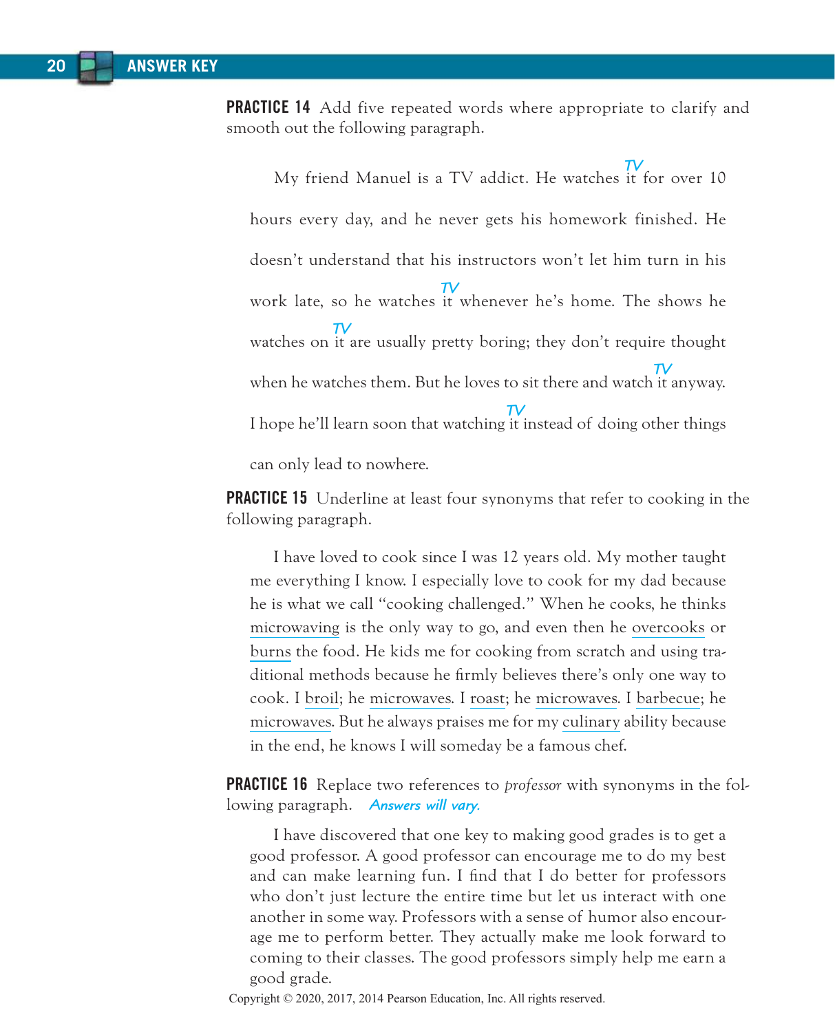**PRACTICE 14** Add five repeated words where appropriate to clarify and smooth out the following paragraph.

> My friend Manuel is a TV addict. He watches it [*TV*] for over 10 hours every day, and he never gets his homework finished. He doesn't understand that his instructors won't let him turn in his work late, so he watches it [*TV*] whenever he's home. The shows he watches on it [*TV*] are usually pretty boring; they don't require thought when he watches them. But he loves to sit there and watch it [*TV*] anyway. I hope he'll learn soon that watching it [*TV*] instead of doing other things can only lead to nowhere.

**PRACTICE 15** Underline at least four synonyms that refer to cooking in the following paragraph.

> I have loved to cook since I was 12 years old. My mother taught me everything I know. I especially love to cook for my dad because he is what we call "cooking challenged." When he cooks, he thinks <u>microwaving</u> is the only way to go, and even then he <u>overcooks</u> or <u>burns</u> the food. He kids me for cooking from scratch and using traditional methods because he firmly believes there's only one way to cook. I <u>broil</u>; he <u>microwaves</u>. I <u>roast</u>; he <u>microwaves</u>. I <u>barbecue</u>; he <u>microwaves</u>. But he always praises me for my <u>culinary</u> ability because in the end, he knows I will someday be a famous chef.

**PRACTICE 16** Replace two references to *professor* with synonyms in the following paragraph. *Answers will vary.*

> I have discovered that one key to making good grades is to get a good professor. A good professor can encourage me to do my best and can make learning fun. I find that I do better for professors who don't just lecture the entire time but let us interact with one another in some way. Professors with a sense of humor also encourage me to perform better. They actually make me look forward to coming to their classes. The good professors simply help me earn a good grade.

Copyright © 2020, 2017, 2014 Pearson Education, Inc. All rights reserved.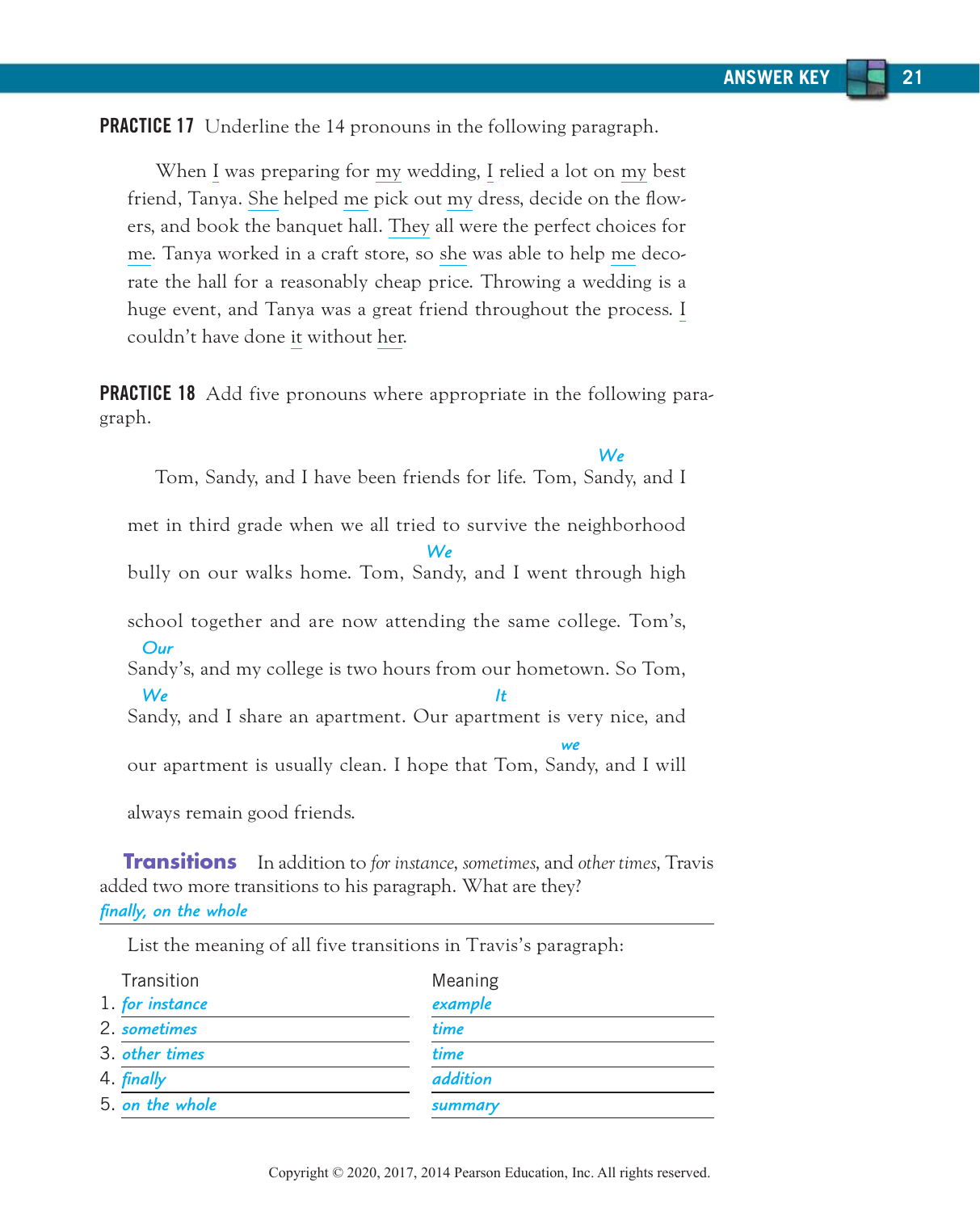**PRACTICE 17** Underline the 14 pronouns in the following paragraph.

When I was preparing for my wedding, I relied a lot on my best friend, Tanya. She helped me pick out my dress, decide on the flowers, and book the banquet hall. They all were the perfect choices for me. Tanya worked in a craft store, so she was able to help me decorate the hall for a reasonably cheap price. Throwing a wedding is a huge event, and Tanya was a great friend throughout the process. I couldn't have done it without her.

**PRACTICE 18** Add five pronouns where appropriate in the following paragraph.

Tom, Sandy, and I have been friends for life. *We* Tom, Sandy, and I met in third grade when we all tried to survive the neighborhood bully on our walks home. *We* Tom, Sandy, and I went through high school together and are now attending the same college. *Our* Tom's, Sandy's, and my college is two hours from our hometown. So *We* Tom, Sandy, and I share an apartment. Our apartment is very nice, and *It* our apartment is usually clean. I hope that *we* Tom, Sandy, and I will always remain good friends.

**Transitions** In addition to *for instance*, *sometimes*, and *other times*, Travis added two more transitions to his paragraph. What are they?

*finally, on the whole*

List the meaning of all five transitions in Travis's paragraph:

| Transition | Meaning |
|---|---|
| 1. *for instance* | *example* |
| 2. *sometimes* | *time* |
| 3. *other times* | *time* |
| 4. *finally* | *addition* |
| 5. *on the whole* | *summary* |

Copyright © 2020, 2017, 2014 Pearson Education, Inc. All rights reserved.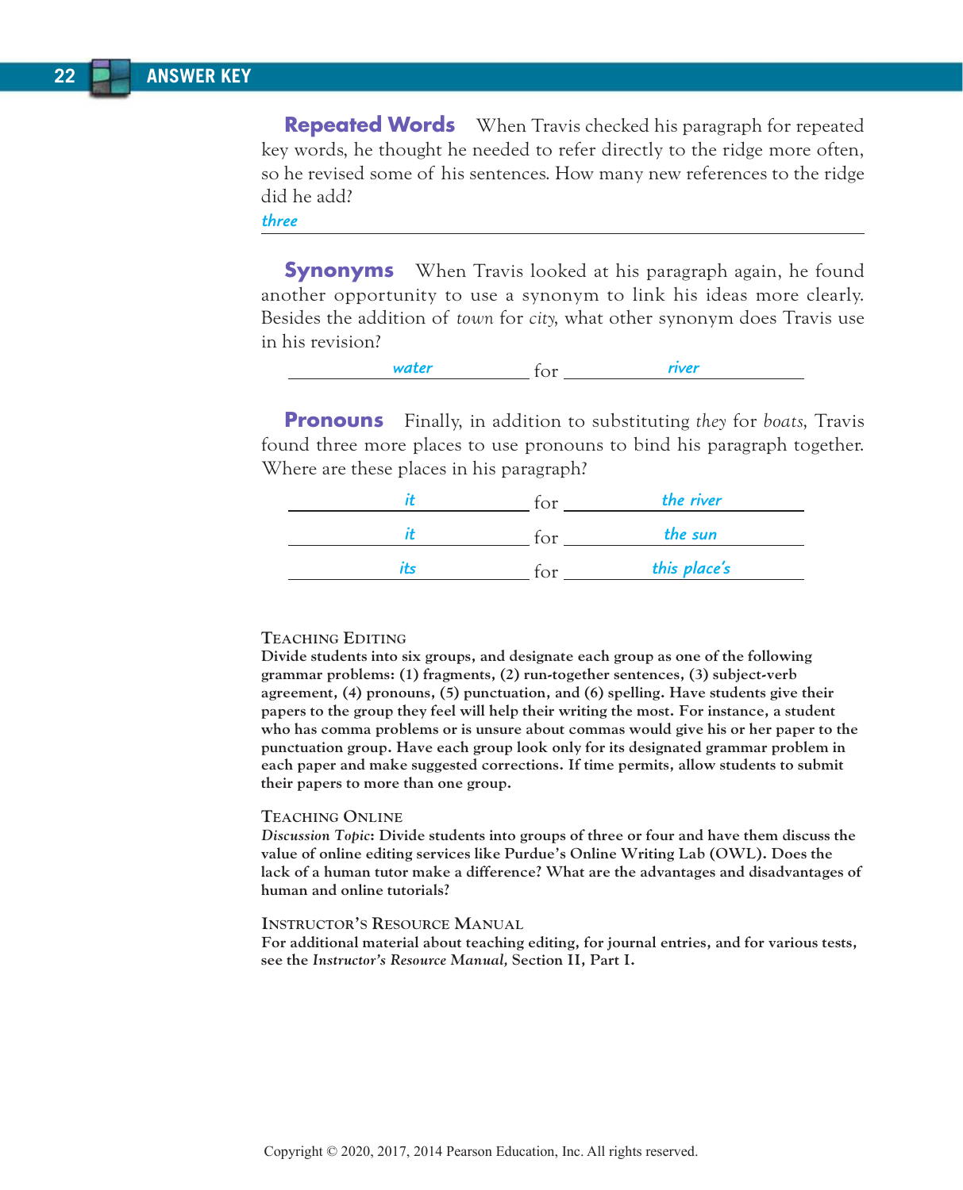**Repeated Words** When Travis checked his paragraph for repeated key words, he thought he needed to refer directly to the ridge more often, so he revised some of his sentences. How many new references to the ridge did he add?

*three*

**Synonyms** When Travis looked at his paragraph again, he found another opportunity to use a synonym to link his ideas more clearly. Besides the addition of *town* for *city*, what other synonym does Travis use in his revision?

*water* for *river*

**Pronouns** Finally, in addition to substituting *they* for *boats*, Travis found three more places to use pronouns to bind his paragraph together. Where are these places in his paragraph?

*it* for *the river*

*it* for *the sun*

*its* for *this place's*

TEACHING EDITING

**Divide students into six groups, and designate each group as one of the following grammar problems: (1) fragments, (2) run-together sentences, (3) subject-verb agreement, (4) pronouns, (5) punctuation, and (6) spelling. Have students give their papers to the group they feel will help their writing the most. For instance, a student who has comma problems or is unsure about commas would give his or her paper to the punctuation group. Have each group look only for its designated grammar problem in each paper and make suggested corrections. If time permits, allow students to submit their papers to more than one group.**

TEACHING ONLINE

***Discussion Topic*: Divide students into groups of three or four and have them discuss the value of online editing services like Purdue's Online Writing Lab (OWL). Does the lack of a human tutor make a difference? What are the advantages and disadvantages of human and online tutorials?**

INSTRUCTOR'S RESOURCE MANUAL

**For additional material about teaching editing, for journal entries, and for various tests, see the *Instructor's Resource Manual,* Section II, Part I.**

Copyright © 2020, 2017, 2014 Pearson Education, Inc. All rights reserved.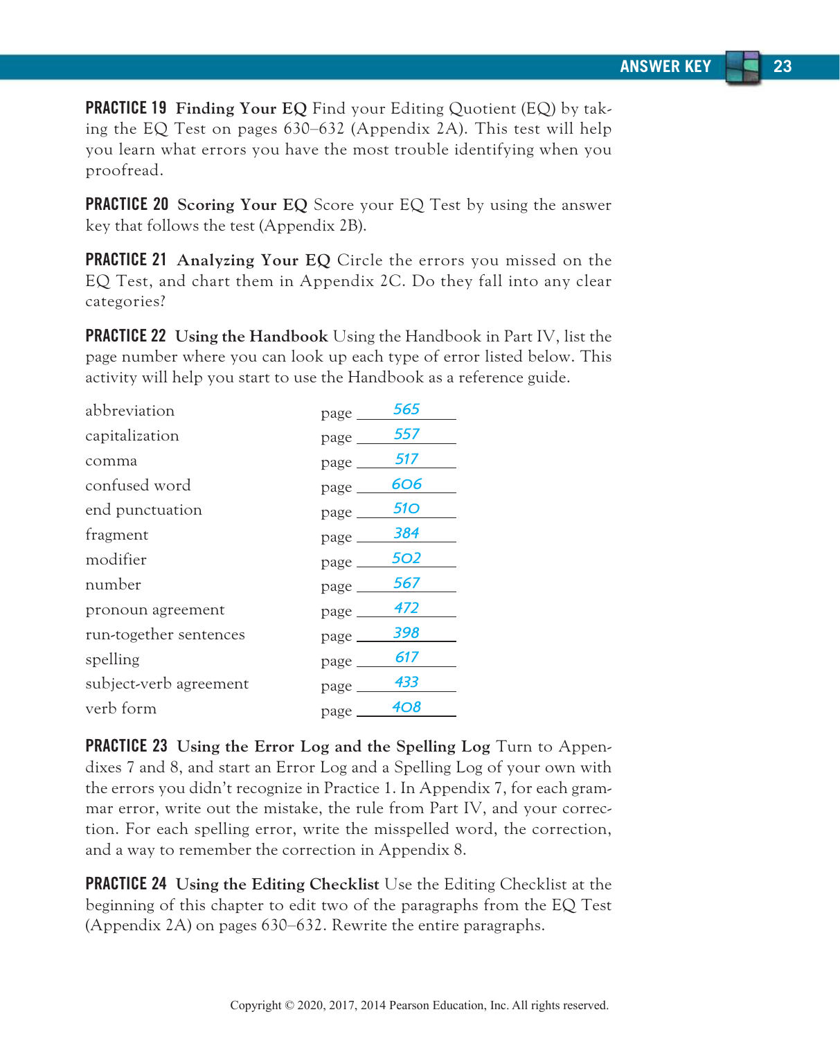**PRACTICE 19** **Finding Your EQ** Find your Editing Quotient (EQ) by taking the EQ Test on pages 630–632 (Appendix 2A). This test will help you learn what errors you have the most trouble identifying when you proofread.

**PRACTICE 20** **Scoring Your EQ** Score your EQ Test by using the answer key that follows the test (Appendix 2B).

**PRACTICE 21** **Analyzing Your EQ** Circle the errors you missed on the EQ Test, and chart them in Appendix 2C. Do they fall into any clear categories?

**PRACTICE 22** **Using the Handbook** Using the Handbook in Part IV, list the page number where you can look up each type of error listed below. This activity will help you start to use the Handbook as a reference guide.

| | |
|---|---|
| abbreviation | page 565 |
| capitalization | page 557 |
| comma | page 517 |
| confused word | page 606 |
| end punctuation | page 510 |
| fragment | page 384 |
| modifier | page 502 |
| number | page 567 |
| pronoun agreement | page 472 |
| run-together sentences | page 398 |
| spelling | page 617 |
| subject-verb agreement | page 433 |
| verb form | page 408 |

**PRACTICE 23** **Using the Error Log and the Spelling Log** Turn to Appendixes 7 and 8, and start an Error Log and a Spelling Log of your own with the errors you didn't recognize in Practice 1. In Appendix 7, for each grammar error, write out the mistake, the rule from Part IV, and your correction. For each spelling error, write the misspelled word, the correction, and a way to remember the correction in Appendix 8.

**PRACTICE 24** **Using the Editing Checklist** Use the Editing Checklist at the beginning of this chapter to edit two of the paragraphs from the EQ Test (Appendix 2A) on pages 630–632. Rewrite the entire paragraphs.

Copyright © 2020, 2017, 2014 Pearson Education, Inc. All rights reserved.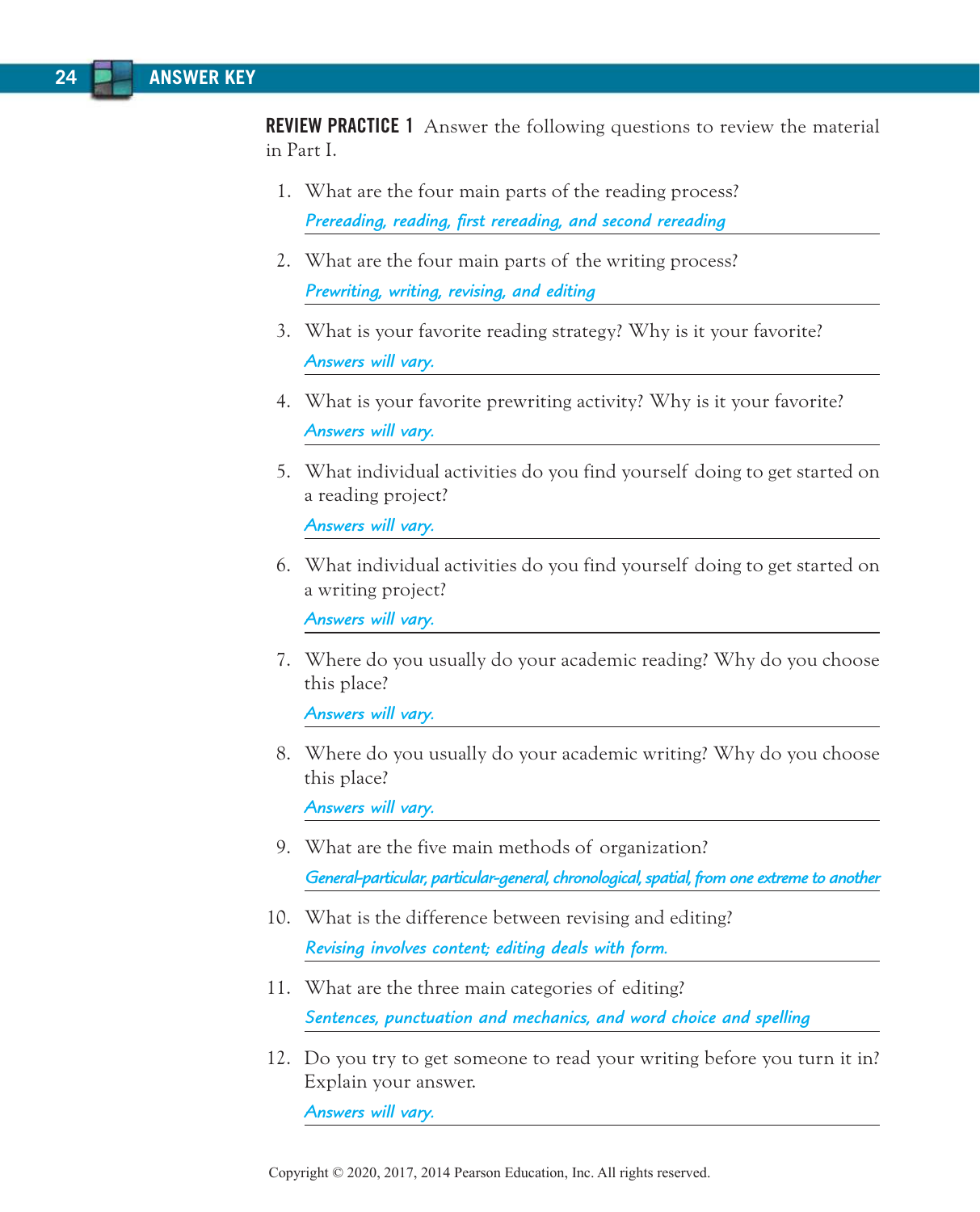**REVIEW PRACTICE 1** Answer the following questions to review the material in Part I.

1. What are the four main parts of the reading process?

   *Prereading, reading, first rereading, and second rereading*

2. What are the four main parts of the writing process?

   *Prewriting, writing, revising, and editing*

3. What is your favorite reading strategy? Why is it your favorite?

   *Answers will vary.*

4. What is your favorite prewriting activity? Why is it your favorite?

   *Answers will vary.*

5. What individual activities do you find yourself doing to get started on a reading project?

   *Answers will vary.*

6. What individual activities do you find yourself doing to get started on a writing project?

   *Answers will vary.*

7. Where do you usually do your academic reading? Why do you choose this place?

   *Answers will vary.*

8. Where do you usually do your academic writing? Why do you choose this place?

   *Answers will vary.*

9. What are the five main methods of organization?

   *General-particular, particular-general, chronological, spatial, from one extreme to another*

10. What is the difference between revising and editing?

    *Revising involves content; editing deals with form.*

11. What are the three main categories of editing?

    *Sentences, punctuation and mechanics, and word choice and spelling*

12. Do you try to get someone to read your writing before you turn it in? Explain your answer.

    *Answers will vary.*

Copyright © 2020, 2017, 2014 Pearson Education, Inc. All rights reserved.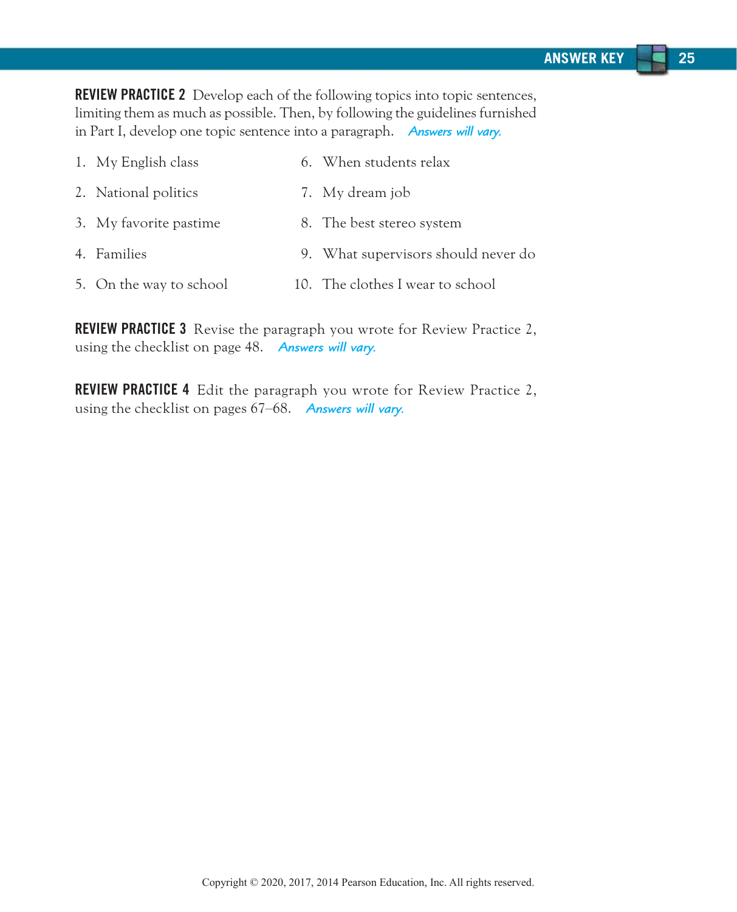**REVIEW PRACTICE 2** Develop each of the following topics into topic sentences, limiting them as much as possible. Then, by following the guidelines furnished in Part I, develop one topic sentence into a paragraph. *Answers will vary.*

1. My English class
2. National politics
3. My favorite pastime
4. Families
5. On the way to school
6. When students relax
7. My dream job
8. The best stereo system
9. What supervisors should never do
10. The clothes I wear to school

**REVIEW PRACTICE 3** Revise the paragraph you wrote for Review Practice 2, using the checklist on page 48. *Answers will vary.*

**REVIEW PRACTICE 4** Edit the paragraph you wrote for Review Practice 2, using the checklist on pages 67–68. *Answers will vary.*

Copyright © 2020, 2017, 2014 Pearson Education, Inc. All rights reserved.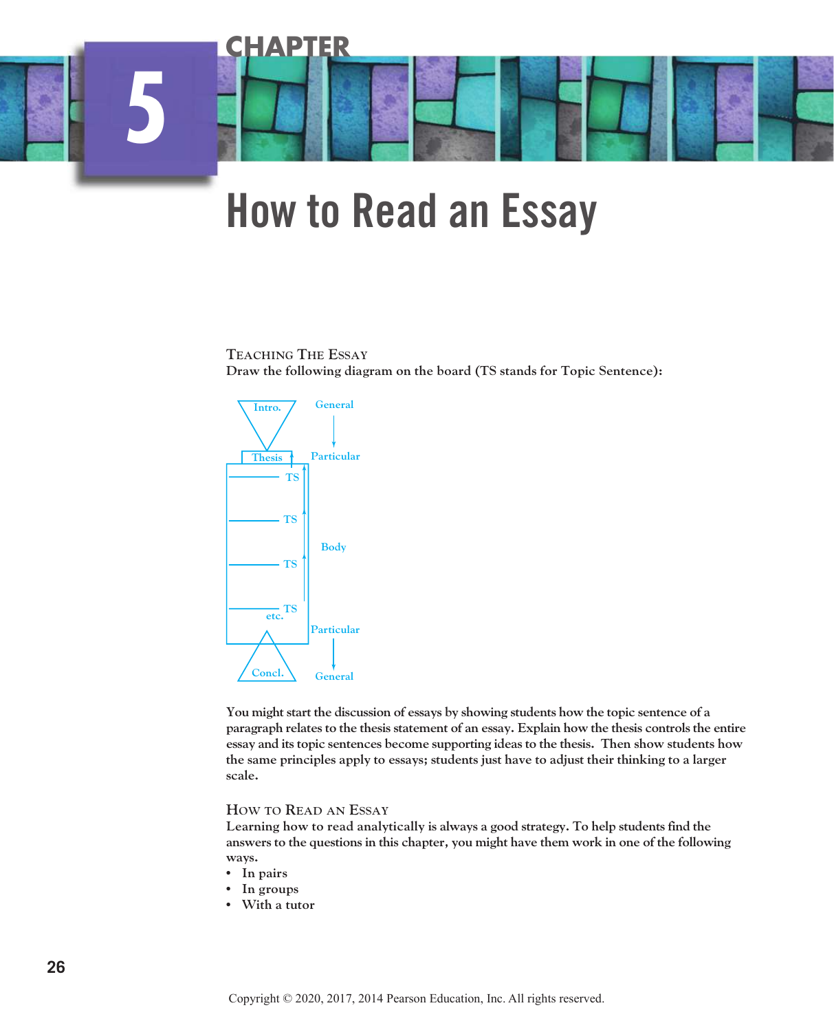# CHAPTER 5

# How to Read an Essay

## Teaching The Essay

**Draw the following diagram on the board (TS stands for Topic Sentence):**

```
  Intro.        General
                   |
                   v
  Thesis        Particular
  _______ TS
  _______ TS
                Body
  _______ TS
  _______ TS
     etc.
                Particular
                   |
                   v
  Concl.        General
```

**You might start the discussion of essays by showing students how the topic sentence of a paragraph relates to the thesis statement of an essay. Explain how the thesis controls the entire essay and its topic sentences become supporting ideas to the thesis. Then show students how the same principles apply to essays; students just have to adjust their thinking to a larger scale.**

## How to Read an Essay

**Learning how to read analytically is always a good strategy. To help students find the answers to the questions in this chapter, you might have them work in one of the following ways.**

- **In pairs**
- **In groups**
- **With a tutor**

Copyright © 2020, 2017, 2014 Pearson Education, Inc. All rights reserved.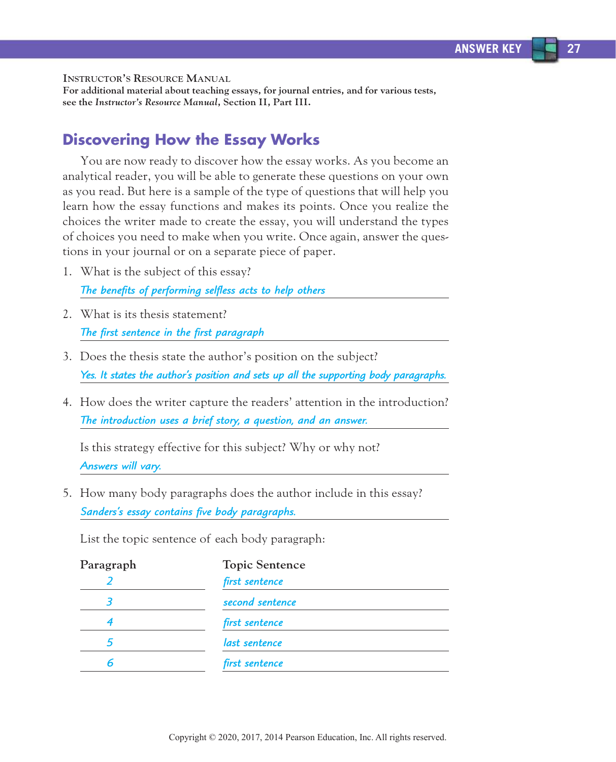**INSTRUCTOR'S RESOURCE MANUAL**
**For additional material about teaching essays, for journal entries, and for various tests, see the *Instructor's Resource Manual*, Section II, Part III.**

## Discovering How the Essay Works

You are now ready to discover how the essay works. As you become an analytical reader, you will be able to generate these questions on your own as you read. But here is a sample of the type of questions that will help you learn how the essay functions and makes its points. Once you realize the choices the writer made to create the essay, you will understand the types of choices you need to make when you write. Once again, answer the questions in your journal or on a separate piece of paper.

1. What is the subject of this essay?

   *The benefits of performing selfless acts to help others*

2. What is its thesis statement?

   *The first sentence in the first paragraph*

3. Does the thesis state the author's position on the subject?

   *Yes. It states the author's position and sets up all the supporting body paragraphs.*

4. How does the writer capture the readers' attention in the introduction?

   *The introduction uses a brief story, a question, and an answer.*

   Is this strategy effective for this subject? Why or why not?

   *Answers will vary.*

5. How many body paragraphs does the author include in this essay?

   *Sanders's essay contains five body paragraphs.*

   List the topic sentence of each body paragraph:

| Paragraph | Topic Sentence |
| --- | --- |
| *2* | *first sentence* |
| *3* | *second sentence* |
| *4* | *first sentence* |
| *5* | *last sentence* |
| *6* | *first sentence* |

Copyright © 2020, 2017, 2014 Pearson Education, Inc. All rights reserved.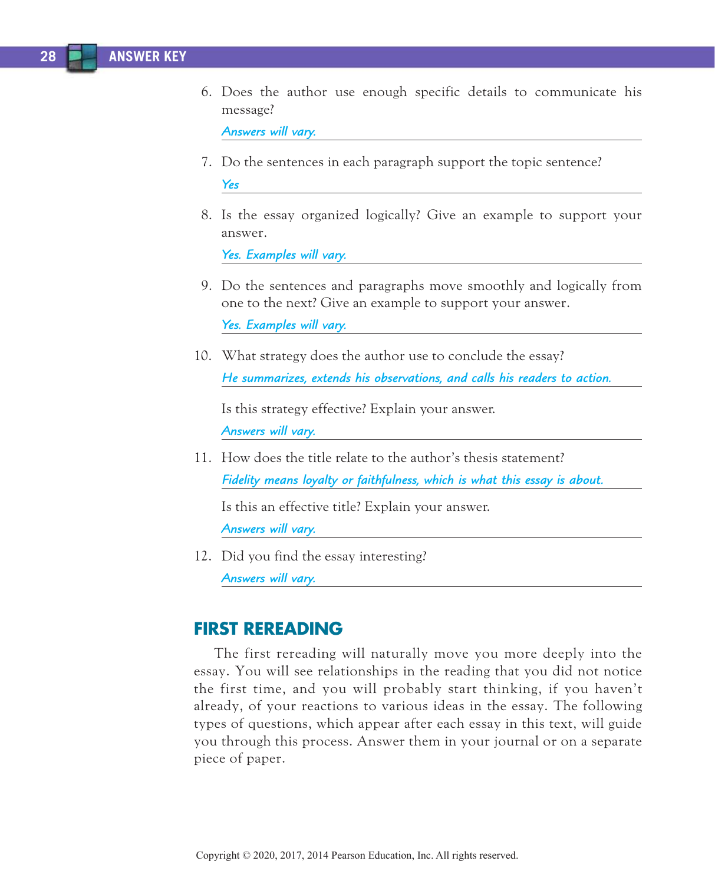6. Does the author use enough specific details to communicate his message?

   *Answers will vary.*

7. Do the sentences in each paragraph support the topic sentence?

   *Yes*

8. Is the essay organized logically? Give an example to support your answer.

   *Yes. Examples will vary.*

9. Do the sentences and paragraphs move smoothly and logically from one to the next? Give an example to support your answer.

   *Yes. Examples will vary.*

10. What strategy does the author use to conclude the essay?

    *He summarizes, extends his observations, and calls his readers to action.*

    Is this strategy effective? Explain your answer.

    *Answers will vary.*

11. How does the title relate to the author's thesis statement?

    *Fidelity means loyalty or faithfulness, which is what this essay is about.*

    Is this an effective title? Explain your answer.

    *Answers will vary.*

12. Did you find the essay interesting?

    *Answers will vary.*

## FIRST REREADING

The first rereading will naturally move you more deeply into the essay. You will see relationships in the reading that you did not notice the first time, and you will probably start thinking, if you haven't already, of your reactions to various ideas in the essay. The following types of questions, which appear after each essay in this text, will guide you through this process. Answer them in your journal or on a separate piece of paper.

Copyright © 2020, 2017, 2014 Pearson Education, Inc. All rights reserved.